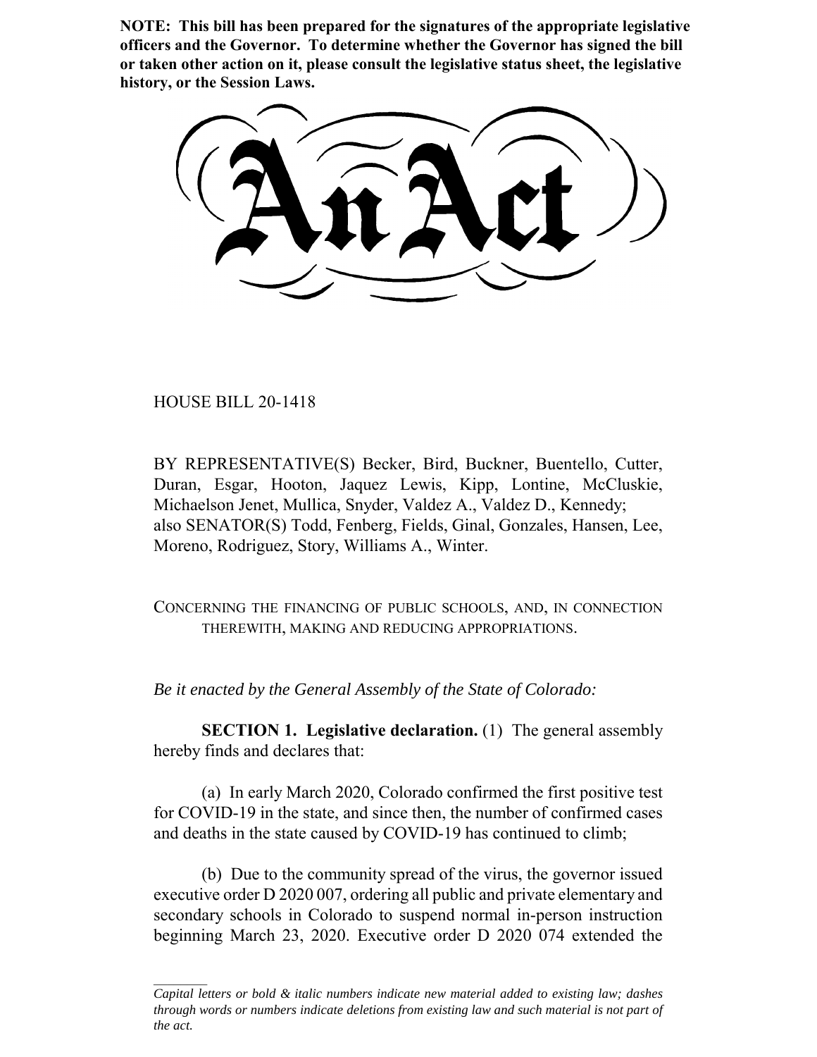**NOTE: This bill has been prepared for the signatures of the appropriate legislative officers and the Governor. To determine whether the Governor has signed the bill or taken other action on it, please consult the legislative status sheet, the legislative history, or the Session Laws.**

# An Act

HOUSE BILL 20-1418

BY REPRESENTATIVE(S) Becker, Bird, Buckner, Buentello, Cutter, Duran, Esgar, Hooton, Jaquez Lewis, Kipp, Lontine, McCluskie, Michaelson Jenet, Mullica, Snyder, Valdez A., Valdez D., Kennedy; also SENATOR(S) Todd, Fenberg, Fields, Ginal, Gonzales, Hansen, Lee, Moreno, Rodriguez, Story, Williams A., Winter.

CONCERNING THE FINANCING OF PUBLIC SCHOOLS, AND, IN CONNECTION THEREWITH, MAKING AND REDUCING APPROPRIATIONS.

*Be it enacted by the General Assembly of the State of Colorado:*

**SECTION 1. Legislative declaration.** (1) The general assembly hereby finds and declares that:

(a) In early March 2020, Colorado confirmed the first positive test for COVID-19 in the state, and since then, the number of confirmed cases and deaths in the state caused by COVID-19 has continued to climb;

(b) Due to the community spread of the virus, the governor issued executive order D 2020 007, ordering all public and private elementary and secondary schools in Colorado to suspend normal in-person instruction beginning March 23, 2020. Executive order D 2020 074 extended the

*Capital letters or bold & italic numbers indicate new material added to existing law; dashes through words or numbers indicate deletions from existing law and such material is not part of the act.*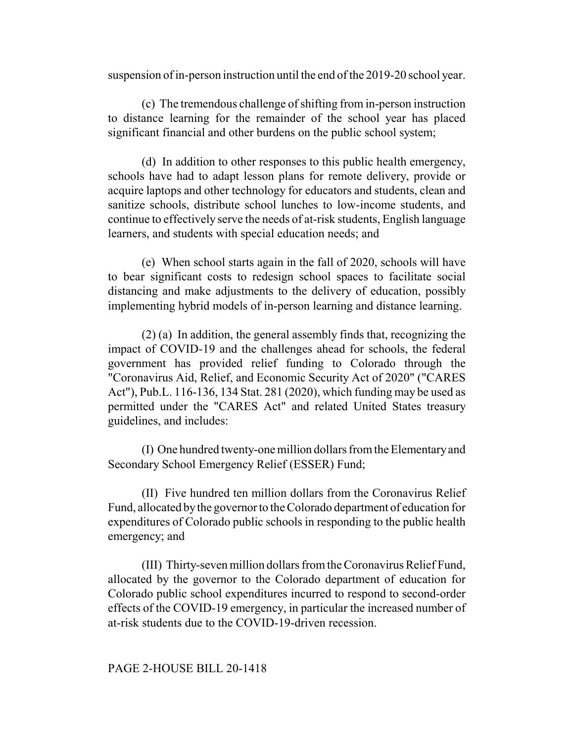suspension of in-person instruction until the end of the 2019-20 school year.

(c) The tremendous challenge of shifting from in-person instruction to distance learning for the remainder of the school year has placed significant financial and other burdens on the public school system;

(d) In addition to other responses to this public health emergency, schools have had to adapt lesson plans for remote delivery, provide or acquire laptops and other technology for educators and students, clean and sanitize schools, distribute school lunches to low-income students, and continue to effectively serve the needs of at-risk students, English language learners, and students with special education needs; and

(e) When school starts again in the fall of 2020, schools will have to bear significant costs to redesign school spaces to facilitate social distancing and make adjustments to the delivery of education, possibly implementing hybrid models of in-person learning and distance learning.

(2) (a) In addition, the general assembly finds that, recognizing the impact of COVID-19 and the challenges ahead for schools, the federal government has provided relief funding to Colorado through the "Coronavirus Aid, Relief, and Economic Security Act of 2020" ("CARES Act"), Pub.L. 116-136, 134 Stat. 281 (2020), which funding may be used as permitted under the "CARES Act" and related United States treasury guidelines, and includes:

(I) One hundred twenty-one million dollars from the Elementary and Secondary School Emergency Relief (ESSER) Fund;

(II) Five hundred ten million dollars from the Coronavirus Relief Fund, allocated by the governor to the Colorado department of education for expenditures of Colorado public schools in responding to the public health emergency; and

(III) Thirty-seven million dollars from the Coronavirus Relief Fund, allocated by the governor to the Colorado department of education for Colorado public school expenditures incurred to respond to second-order effects of the COVID-19 emergency, in particular the increased number of at-risk students due to the COVID-19-driven recession.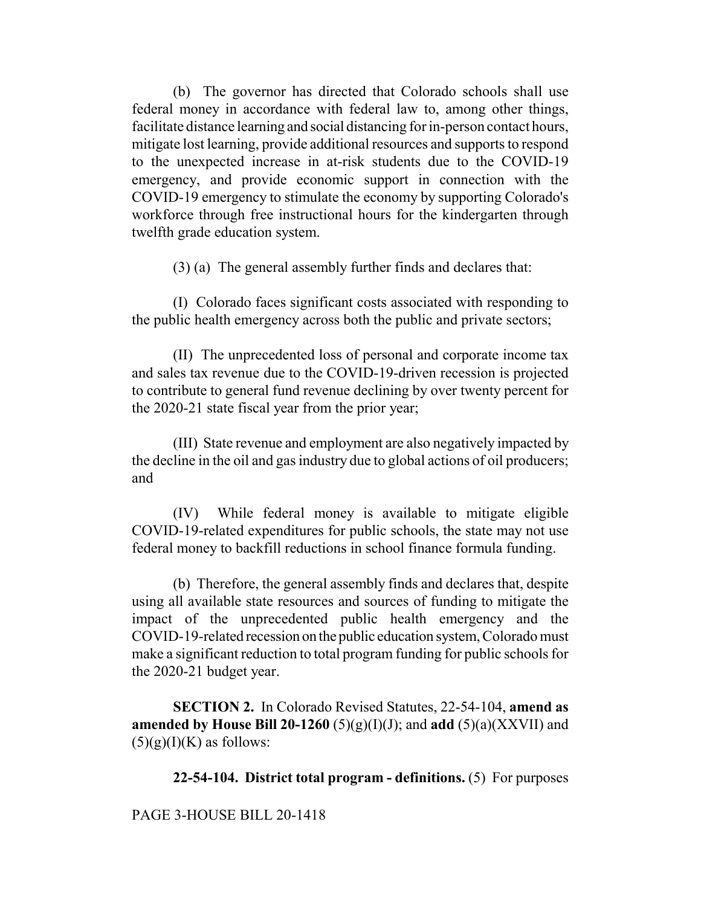(b) The governor has directed that Colorado schools shall use federal money in accordance with federal law to, among other things, facilitate distance learning and social distancing for in-person contact hours, mitigate lost learning, provide additional resources and supports to respond to the unexpected increase in at-risk students due to the COVID-19 emergency, and provide economic support in connection with the COVID-19 emergency to stimulate the economy by supporting Colorado's workforce through free instructional hours for the kindergarten through twelfth grade education system.

(3) (a) The general assembly further finds and declares that:

(I) Colorado faces significant costs associated with responding to the public health emergency across both the public and private sectors;

(II) The unprecedented loss of personal and corporate income tax and sales tax revenue due to the COVID-19-driven recession is projected to contribute to general fund revenue declining by over twenty percent for the 2020-21 state fiscal year from the prior year;

(III) State revenue and employment are also negatively impacted by the decline in the oil and gas industry due to global actions of oil producers; and

(IV) While federal money is available to mitigate eligible COVID-19-related expenditures for public schools, the state may not use federal money to backfill reductions in school finance formula funding.

(b) Therefore, the general assembly finds and declares that, despite using all available state resources and sources of funding to mitigate the impact of the unprecedented public health emergency and the COVID-19-related recession on the public education system, Colorado must make a significant reduction to total program funding for public schools for the 2020-21 budget year.

**SECTION 2.** In Colorado Revised Statutes, 22-54-104, **amend as amended by House Bill 20-1260** (5)(g)(I)(J); and **add** (5)(a)(XXVII) and (5)(g)(I)(K) as follows:

**22-54-104. District total program - definitions.** (5) For purposes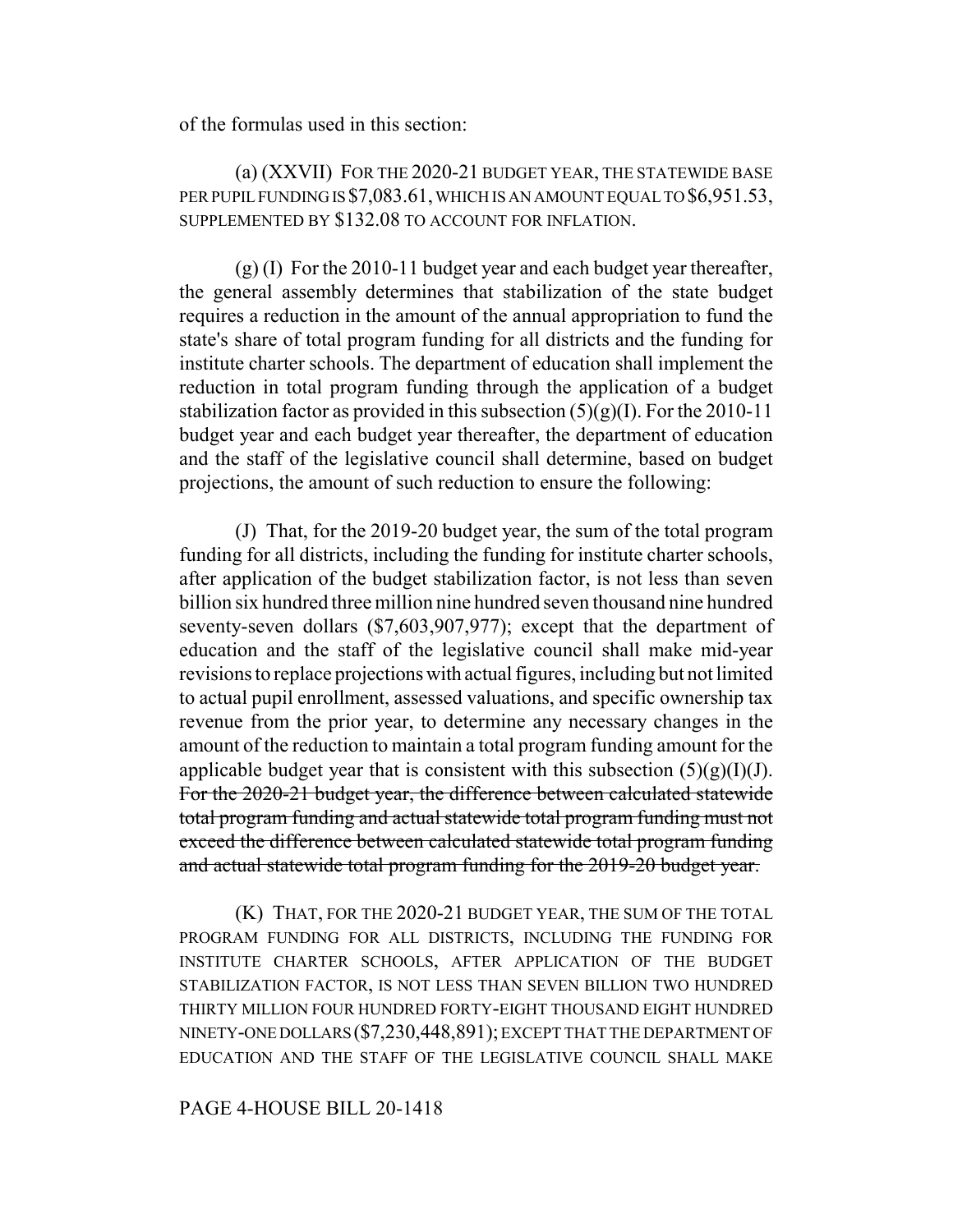of the formulas used in this section:

(a) (XXVII) FOR THE 2020-21 BUDGET YEAR, THE STATEWIDE BASE PER PUPIL FUNDING IS $7,083.61, WHICH IS AN AMOUNT EQUAL TO $6,951.53, SUPPLEMENTED BY $132.08 TO ACCOUNT FOR INFLATION.

(g) (I) For the 2010-11 budget year and each budget year thereafter, the general assembly determines that stabilization of the state budget requires a reduction in the amount of the annual appropriation to fund the state's share of total program funding for all districts and the funding for institute charter schools. The department of education shall implement the reduction in total program funding through the application of a budget stabilization factor as provided in this subsection (5)(g)(I). For the 2010-11 budget year and each budget year thereafter, the department of education and the staff of the legislative council shall determine, based on budget projections, the amount of such reduction to ensure the following:

(J) That, for the 2019-20 budget year, the sum of the total program funding for all districts, including the funding for institute charter schools, after application of the budget stabilization factor, is not less than seven billion six hundred three million nine hundred seven thousand nine hundred seventy-seven dollars ($7,603,907,977); except that the department of education and the staff of the legislative council shall make mid-year revisions to replace projections with actual figures, including but not limited to actual pupil enrollment, assessed valuations, and specific ownership tax revenue from the prior year, to determine any necessary changes in the amount of the reduction to maintain a total program funding amount for the applicable budget year that is consistent with this subsection (5)(g)(I)(J). ~~For the 2020-21 budget year, the difference between calculated statewide total program funding and actual statewide total program funding must not exceed the difference between calculated statewide total program funding and actual statewide total program funding for the 2019-20 budget year.~~

(K) THAT, FOR THE 2020-21 BUDGET YEAR, THE SUM OF THE TOTAL PROGRAM FUNDING FOR ALL DISTRICTS, INCLUDING THE FUNDING FOR INSTITUTE CHARTER SCHOOLS, AFTER APPLICATION OF THE BUDGET STABILIZATION FACTOR, IS NOT LESS THAN SEVEN BILLION TWO HUNDRED THIRTY MILLION FOUR HUNDRED FORTY-EIGHT THOUSAND EIGHT HUNDRED NINETY-ONE DOLLARS ($7,230,448,891); EXCEPT THAT THE DEPARTMENT OF EDUCATION AND THE STAFF OF THE LEGISLATIVE COUNCIL SHALL MAKE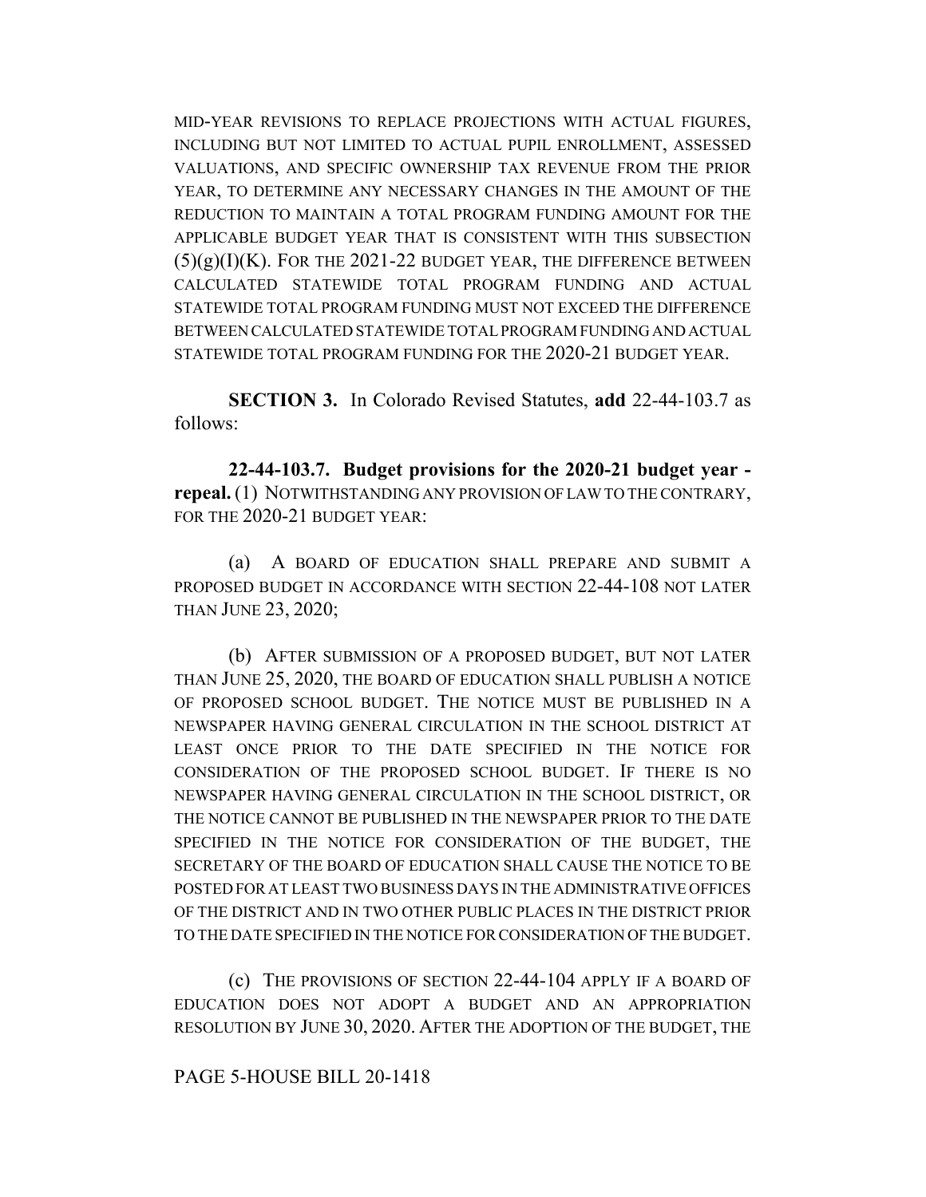MID-YEAR REVISIONS TO REPLACE PROJECTIONS WITH ACTUAL FIGURES, INCLUDING BUT NOT LIMITED TO ACTUAL PUPIL ENROLLMENT, ASSESSED VALUATIONS, AND SPECIFIC OWNERSHIP TAX REVENUE FROM THE PRIOR YEAR, TO DETERMINE ANY NECESSARY CHANGES IN THE AMOUNT OF THE REDUCTION TO MAINTAIN A TOTAL PROGRAM FUNDING AMOUNT FOR THE APPLICABLE BUDGET YEAR THAT IS CONSISTENT WITH THIS SUBSECTION (5)(g)(I)(K). FOR THE 2021-22 BUDGET YEAR, THE DIFFERENCE BETWEEN CALCULATED STATEWIDE TOTAL PROGRAM FUNDING AND ACTUAL STATEWIDE TOTAL PROGRAM FUNDING MUST NOT EXCEED THE DIFFERENCE BETWEEN CALCULATED STATEWIDE TOTAL PROGRAM FUNDING AND ACTUAL STATEWIDE TOTAL PROGRAM FUNDING FOR THE 2020-21 BUDGET YEAR.

**SECTION 3.** In Colorado Revised Statutes, **add** 22-44-103.7 as follows:

**22-44-103.7. Budget provisions for the 2020-21 budget year - repeal.** (1) NOTWITHSTANDING ANY PROVISION OF LAW TO THE CONTRARY, FOR THE 2020-21 BUDGET YEAR:

(a) A BOARD OF EDUCATION SHALL PREPARE AND SUBMIT A PROPOSED BUDGET IN ACCORDANCE WITH SECTION 22-44-108 NOT LATER THAN JUNE 23, 2020;

(b) AFTER SUBMISSION OF A PROPOSED BUDGET, BUT NOT LATER THAN JUNE 25, 2020, THE BOARD OF EDUCATION SHALL PUBLISH A NOTICE OF PROPOSED SCHOOL BUDGET. THE NOTICE MUST BE PUBLISHED IN A NEWSPAPER HAVING GENERAL CIRCULATION IN THE SCHOOL DISTRICT AT LEAST ONCE PRIOR TO THE DATE SPECIFIED IN THE NOTICE FOR CONSIDERATION OF THE PROPOSED SCHOOL BUDGET. IF THERE IS NO NEWSPAPER HAVING GENERAL CIRCULATION IN THE SCHOOL DISTRICT, OR THE NOTICE CANNOT BE PUBLISHED IN THE NEWSPAPER PRIOR TO THE DATE SPECIFIED IN THE NOTICE FOR CONSIDERATION OF THE BUDGET, THE SECRETARY OF THE BOARD OF EDUCATION SHALL CAUSE THE NOTICE TO BE POSTED FOR AT LEAST TWO BUSINESS DAYS IN THE ADMINISTRATIVE OFFICES OF THE DISTRICT AND IN TWO OTHER PUBLIC PLACES IN THE DISTRICT PRIOR TO THE DATE SPECIFIED IN THE NOTICE FOR CONSIDERATION OF THE BUDGET.

(c) THE PROVISIONS OF SECTION 22-44-104 APPLY IF A BOARD OF EDUCATION DOES NOT ADOPT A BUDGET AND AN APPROPRIATION RESOLUTION BY JUNE 30, 2020. AFTER THE ADOPTION OF THE BUDGET, THE

PAGE 5-HOUSE BILL 20-1418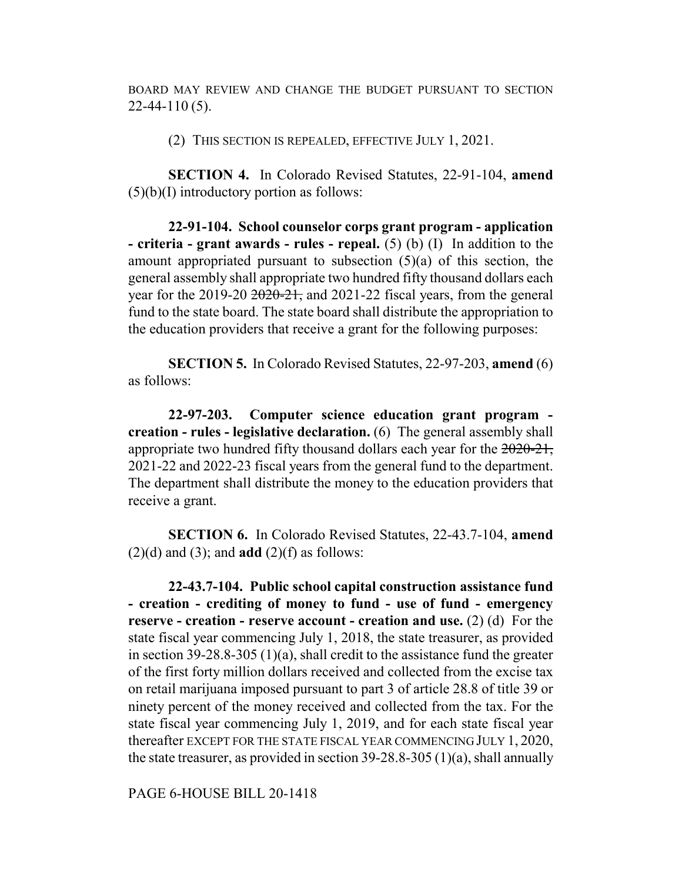BOARD MAY REVIEW AND CHANGE THE BUDGET PURSUANT TO SECTION 22-44-110 (5).

(2) THIS SECTION IS REPEALED, EFFECTIVE JULY 1, 2021.

**SECTION 4.** In Colorado Revised Statutes, 22-91-104, **amend** (5)(b)(I) introductory portion as follows:

**22-91-104. School counselor corps grant program - application - criteria - grant awards - rules - repeal.** (5) (b) (I) In addition to the amount appropriated pursuant to subsection (5)(a) of this section, the general assembly shall appropriate two hundred fifty thousand dollars each year for the 2019-20 ~~2020-21,~~ and 2021-22 fiscal years, from the general fund to the state board. The state board shall distribute the appropriation to the education providers that receive a grant for the following purposes:

**SECTION 5.** In Colorado Revised Statutes, 22-97-203, **amend** (6) as follows:

**22-97-203. Computer science education grant program - creation - rules - legislative declaration.** (6) The general assembly shall appropriate two hundred fifty thousand dollars each year for the ~~2020-21,~~ 2021-22 and 2022-23 fiscal years from the general fund to the department. The department shall distribute the money to the education providers that receive a grant.

**SECTION 6.** In Colorado Revised Statutes, 22-43.7-104, **amend** (2)(d) and (3); and **add** (2)(f) as follows:

**22-43.7-104. Public school capital construction assistance fund - creation - crediting of money to fund - use of fund - emergency reserve - creation - reserve account - creation and use.** (2) (d) For the state fiscal year commencing July 1, 2018, the state treasurer, as provided in section 39-28.8-305 (1)(a), shall credit to the assistance fund the greater of the first forty million dollars received and collected from the excise tax on retail marijuana imposed pursuant to part 3 of article 28.8 of title 39 or ninety percent of the money received and collected from the tax. For the state fiscal year commencing July 1, 2019, and for each state fiscal year thereafter EXCEPT FOR THE STATE FISCAL YEAR COMMENCING JULY 1, 2020, the state treasurer, as provided in section 39-28.8-305 (1)(a), shall annually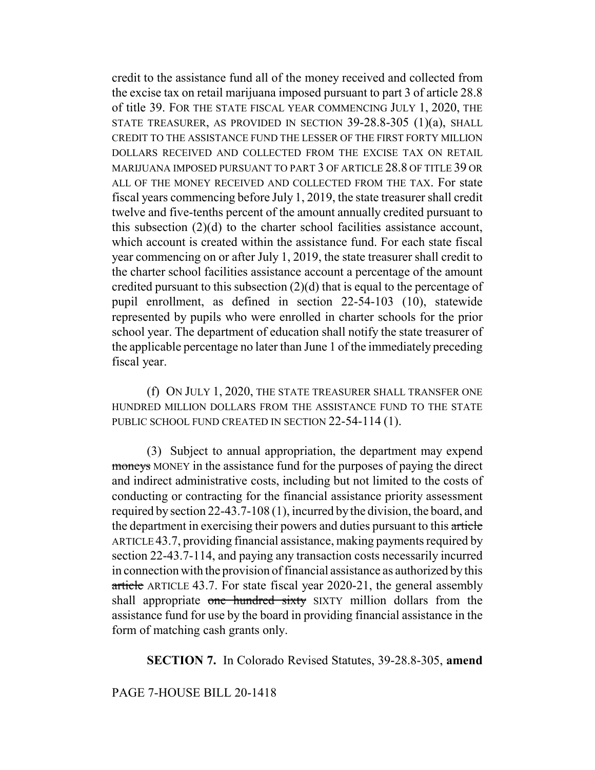credit to the assistance fund all of the money received and collected from the excise tax on retail marijuana imposed pursuant to part 3 of article 28.8 of title 39. FOR THE STATE FISCAL YEAR COMMENCING JULY 1, 2020, THE STATE TREASURER, AS PROVIDED IN SECTION 39-28.8-305 (1)(a), SHALL CREDIT TO THE ASSISTANCE FUND THE LESSER OF THE FIRST FORTY MILLION DOLLARS RECEIVED AND COLLECTED FROM THE EXCISE TAX ON RETAIL MARIJUANA IMPOSED PURSUANT TO PART 3 OF ARTICLE 28.8 OF TITLE 39 OR ALL OF THE MONEY RECEIVED AND COLLECTED FROM THE TAX. For state fiscal years commencing before July 1, 2019, the state treasurer shall credit twelve and five-tenths percent of the amount annually credited pursuant to this subsection (2)(d) to the charter school facilities assistance account, which account is created within the assistance fund. For each state fiscal year commencing on or after July 1, 2019, the state treasurer shall credit to the charter school facilities assistance account a percentage of the amount credited pursuant to this subsection (2)(d) that is equal to the percentage of pupil enrollment, as defined in section 22-54-103 (10), statewide represented by pupils who were enrolled in charter schools for the prior school year. The department of education shall notify the state treasurer of the applicable percentage no later than June 1 of the immediately preceding fiscal year.

(f) ON JULY 1, 2020, THE STATE TREASURER SHALL TRANSFER ONE HUNDRED MILLION DOLLARS FROM THE ASSISTANCE FUND TO THE STATE PUBLIC SCHOOL FUND CREATED IN SECTION 22-54-114 (1).

(3) Subject to annual appropriation, the department may expend ~~moneys~~ MONEY in the assistance fund for the purposes of paying the direct and indirect administrative costs, including but not limited to the costs of conducting or contracting for the financial assistance priority assessment required by section 22-43.7-108 (1), incurred by the division, the board, and the department in exercising their powers and duties pursuant to this ~~article~~ ARTICLE 43.7, providing financial assistance, making payments required by section 22-43.7-114, and paying any transaction costs necessarily incurred in connection with the provision of financial assistance as authorized by this ~~article~~ ARTICLE 43.7. For state fiscal year 2020-21, the general assembly shall appropriate ~~one hundred sixty~~ SIXTY million dollars from the assistance fund for use by the board in providing financial assistance in the form of matching cash grants only.

**SECTION 7.** In Colorado Revised Statutes, 39-28.8-305, **amend**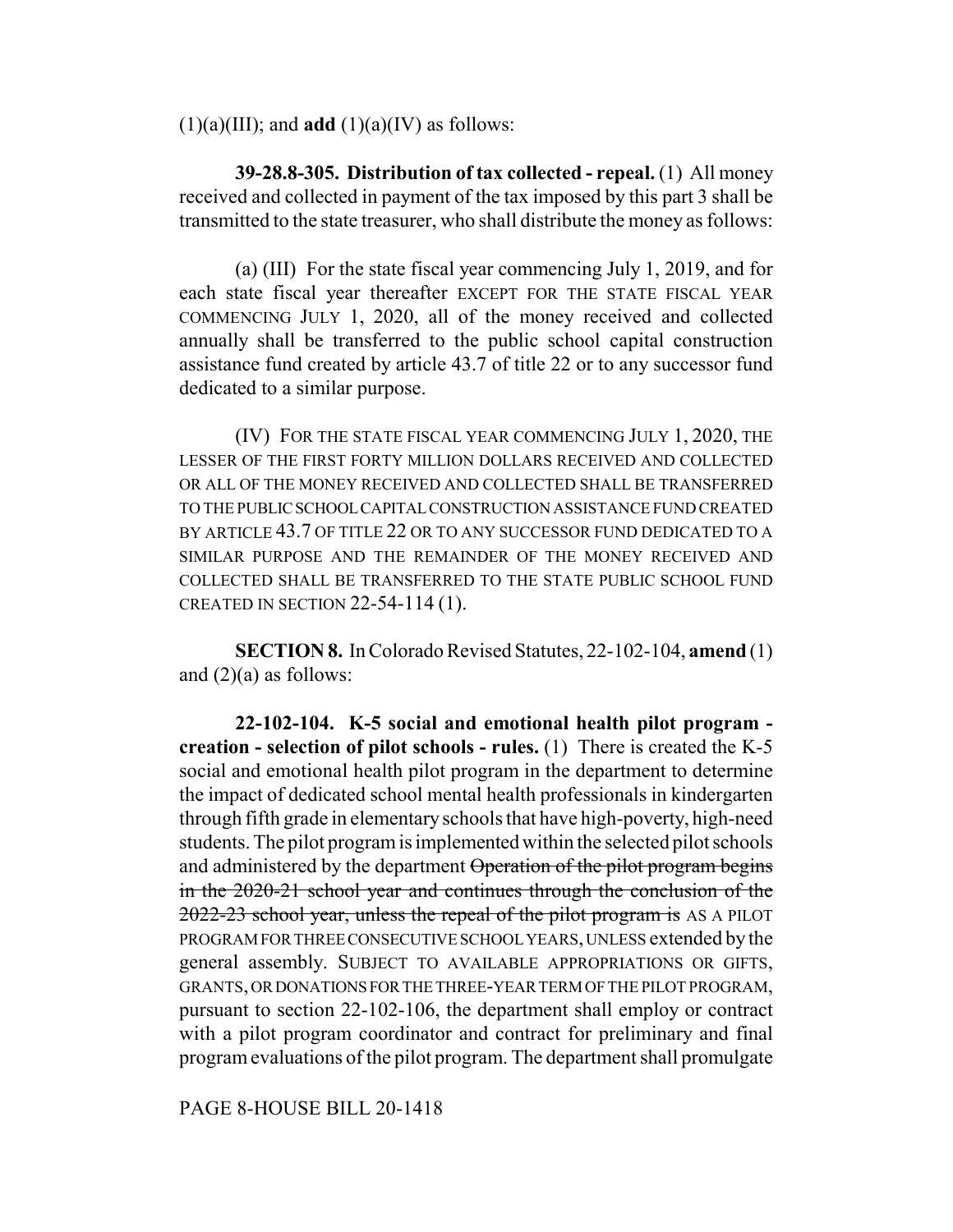(1)(a)(III); and **add** (1)(a)(IV) as follows:

**39-28.8-305. Distribution of tax collected - repeal.** (1) All money received and collected in payment of the tax imposed by this part 3 shall be transmitted to the state treasurer, who shall distribute the money as follows:

(a) (III) For the state fiscal year commencing July 1, 2019, and for each state fiscal year thereafter EXCEPT FOR THE STATE FISCAL YEAR COMMENCING JULY 1, 2020, all of the money received and collected annually shall be transferred to the public school capital construction assistance fund created by article 43.7 of title 22 or to any successor fund dedicated to a similar purpose.

(IV) FOR THE STATE FISCAL YEAR COMMENCING JULY 1, 2020, THE LESSER OF THE FIRST FORTY MILLION DOLLARS RECEIVED AND COLLECTED OR ALL OF THE MONEY RECEIVED AND COLLECTED SHALL BE TRANSFERRED TO THE PUBLIC SCHOOL CAPITAL CONSTRUCTION ASSISTANCE FUND CREATED BY ARTICLE 43.7 OF TITLE 22 OR TO ANY SUCCESSOR FUND DEDICATED TO A SIMILAR PURPOSE AND THE REMAINDER OF THE MONEY RECEIVED AND COLLECTED SHALL BE TRANSFERRED TO THE STATE PUBLIC SCHOOL FUND CREATED IN SECTION 22-54-114 (1).

**SECTION 8.** In Colorado Revised Statutes, 22-102-104, **amend** (1) and (2)(a) as follows:

**22-102-104. K-5 social and emotional health pilot program - creation - selection of pilot schools - rules.** (1) There is created the K-5 social and emotional health pilot program in the department to determine the impact of dedicated school mental health professionals in kindergarten through fifth grade in elementary schools that have high-poverty, high-need students. The pilot program is implemented within the selected pilot schools and administered by the department ~~Operation of the pilot program begins in the 2020-21 school year and continues through the conclusion of the 2022-23 school year, unless the repeal of the pilot program is~~ AS A PILOT PROGRAM FOR THREE CONSECUTIVE SCHOOL YEARS, UNLESS extended by the general assembly. SUBJECT TO AVAILABLE APPROPRIATIONS OR GIFTS, GRANTS, OR DONATIONS FOR THE THREE-YEAR TERM OF THE PILOT PROGRAM, pursuant to section 22-102-106, the department shall employ or contract with a pilot program coordinator and contract for preliminary and final program evaluations of the pilot program. The department shall promulgate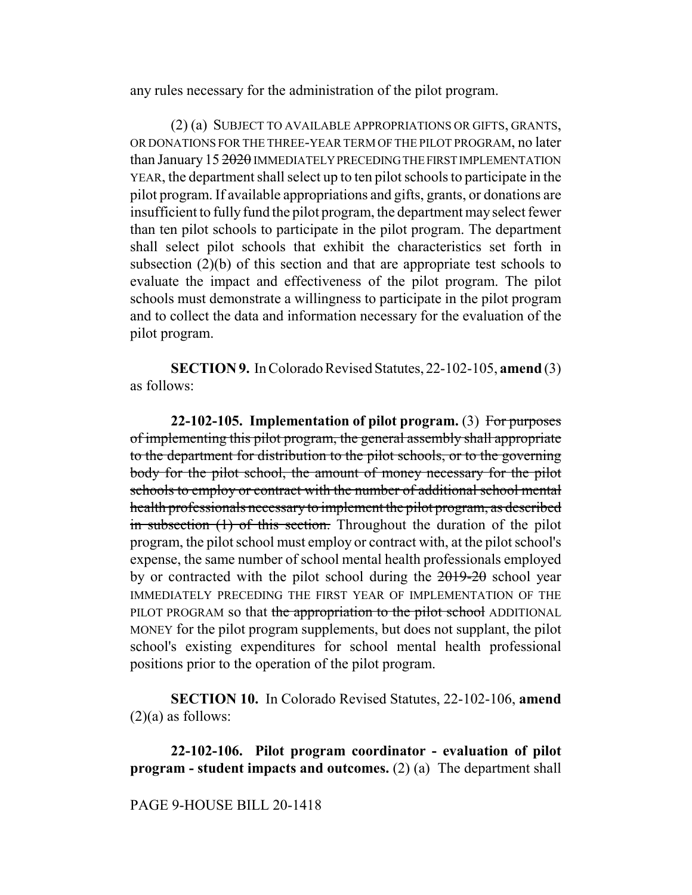any rules necessary for the administration of the pilot program.

(2) (a) SUBJECT TO AVAILABLE APPROPRIATIONS OR GIFTS, GRANTS, OR DONATIONS FOR THE THREE-YEAR TERM OF THE PILOT PROGRAM, no later than January 15 ~~2020~~ IMMEDIATELY PRECEDING THE FIRST IMPLEMENTATION YEAR, the department shall select up to ten pilot schools to participate in the pilot program. If available appropriations and gifts, grants, or donations are insufficient to fully fund the pilot program, the department may select fewer than ten pilot schools to participate in the pilot program. The department shall select pilot schools that exhibit the characteristics set forth in subsection (2)(b) of this section and that are appropriate test schools to evaluate the impact and effectiveness of the pilot program. The pilot schools must demonstrate a willingness to participate in the pilot program and to collect the data and information necessary for the evaluation of the pilot program.

**SECTION 9.** In Colorado Revised Statutes, 22-102-105, **amend** (3) as follows:

**22-102-105. Implementation of pilot program.** (3) ~~For purposes of implementing this pilot program, the general assembly shall appropriate to the department for distribution to the pilot schools, or to the governing body for the pilot school, the amount of money necessary for the pilot schools to employ or contract with the number of additional school mental health professionals necessary to implement the pilot program, as described in subsection (1) of this section.~~ Throughout the duration of the pilot program, the pilot school must employ or contract with, at the pilot school's expense, the same number of school mental health professionals employed by or contracted with the pilot school during the ~~2019-20~~ school year IMMEDIATELY PRECEDING THE FIRST YEAR OF IMPLEMENTATION OF THE PILOT PROGRAM so that ~~the appropriation to the pilot school~~ ADDITIONAL MONEY for the pilot program supplements, but does not supplant, the pilot school's existing expenditures for school mental health professional positions prior to the operation of the pilot program.

**SECTION 10.** In Colorado Revised Statutes, 22-102-106, **amend** (2)(a) as follows:

**22-102-106. Pilot program coordinator - evaluation of pilot program - student impacts and outcomes.** (2) (a) The department shall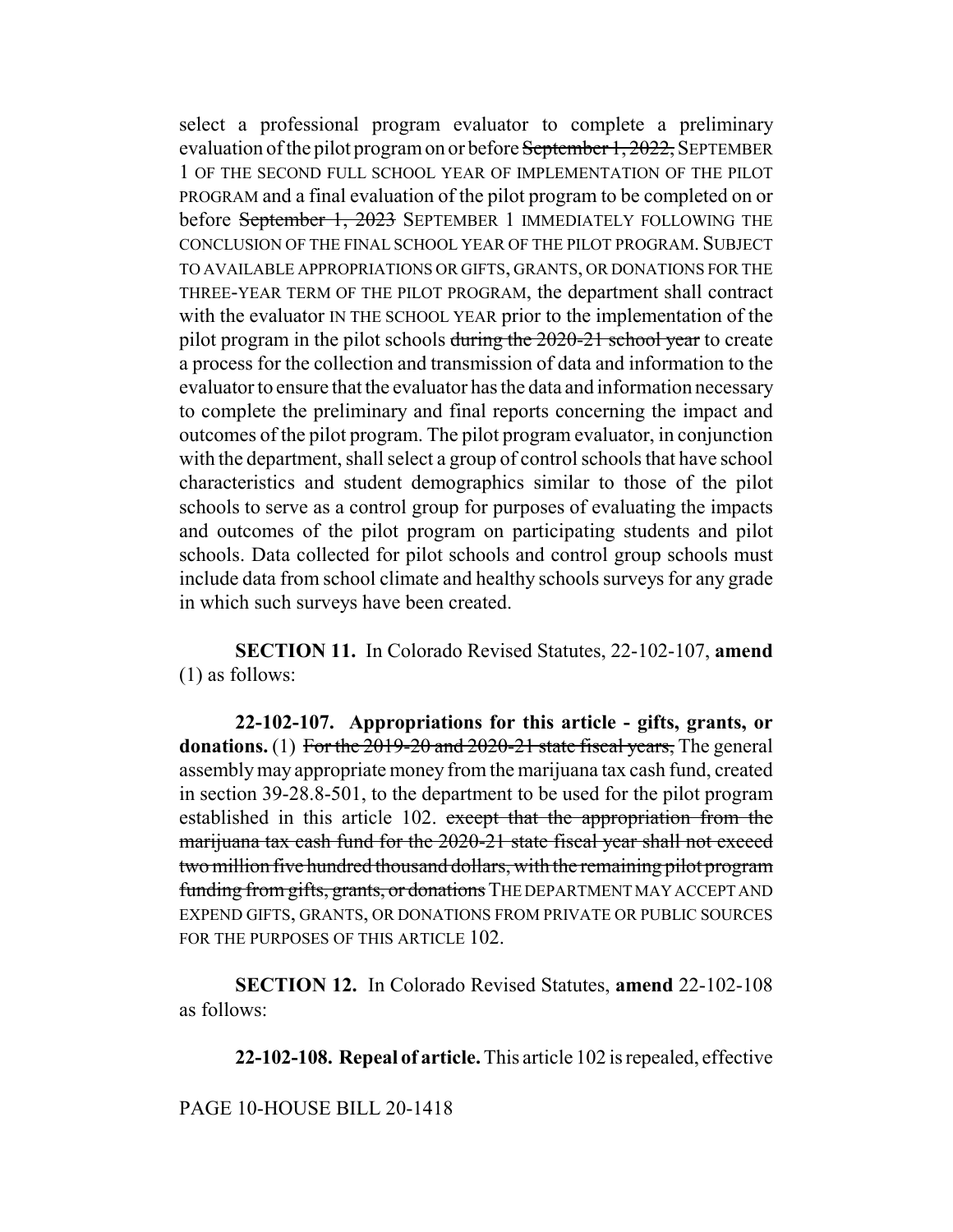select a professional program evaluator to complete a preliminary evaluation of the pilot program on or before ~~September 1, 2022,~~ SEPTEMBER 1 OF THE SECOND FULL SCHOOL YEAR OF IMPLEMENTATION OF THE PILOT PROGRAM and a final evaluation of the pilot program to be completed on or before ~~September 1, 2023~~ SEPTEMBER 1 IMMEDIATELY FOLLOWING THE CONCLUSION OF THE FINAL SCHOOL YEAR OF THE PILOT PROGRAM. SUBJECT TO AVAILABLE APPROPRIATIONS OR GIFTS, GRANTS, OR DONATIONS FOR THE THREE-YEAR TERM OF THE PILOT PROGRAM, the department shall contract with the evaluator IN THE SCHOOL YEAR prior to the implementation of the pilot program in the pilot schools ~~during the 2020-21 school year~~ to create a process for the collection and transmission of data and information to the evaluator to ensure that the evaluator has the data and information necessary to complete the preliminary and final reports concerning the impact and outcomes of the pilot program. The pilot program evaluator, in conjunction with the department, shall select a group of control schools that have school characteristics and student demographics similar to those of the pilot schools to serve as a control group for purposes of evaluating the impacts and outcomes of the pilot program on participating students and pilot schools. Data collected for pilot schools and control group schools must include data from school climate and healthy schools surveys for any grade in which such surveys have been created.

**SECTION 11.** In Colorado Revised Statutes, 22-102-107, **amend** (1) as follows:

**22-102-107. Appropriations for this article - gifts, grants, or donations.** (1) ~~For the 2019-20 and 2020-21 state fiscal years,~~ The general assembly may appropriate money from the marijuana tax cash fund, created in section 39-28.8-501, to the department to be used for the pilot program established in this article 102. ~~except that the appropriation from the marijuana tax cash fund for the 2020-21 state fiscal year shall not exceed two million five hundred thousand dollars, with the remaining pilot program funding from gifts, grants, or donations~~ THE DEPARTMENT MAY ACCEPT AND EXPEND GIFTS, GRANTS, OR DONATIONS FROM PRIVATE OR PUBLIC SOURCES FOR THE PURPOSES OF THIS ARTICLE 102.

**SECTION 12.** In Colorado Revised Statutes, **amend** 22-102-108 as follows:

**22-102-108. Repeal of article.** This article 102 is repealed, effective

PAGE 10-HOUSE BILL 20-1418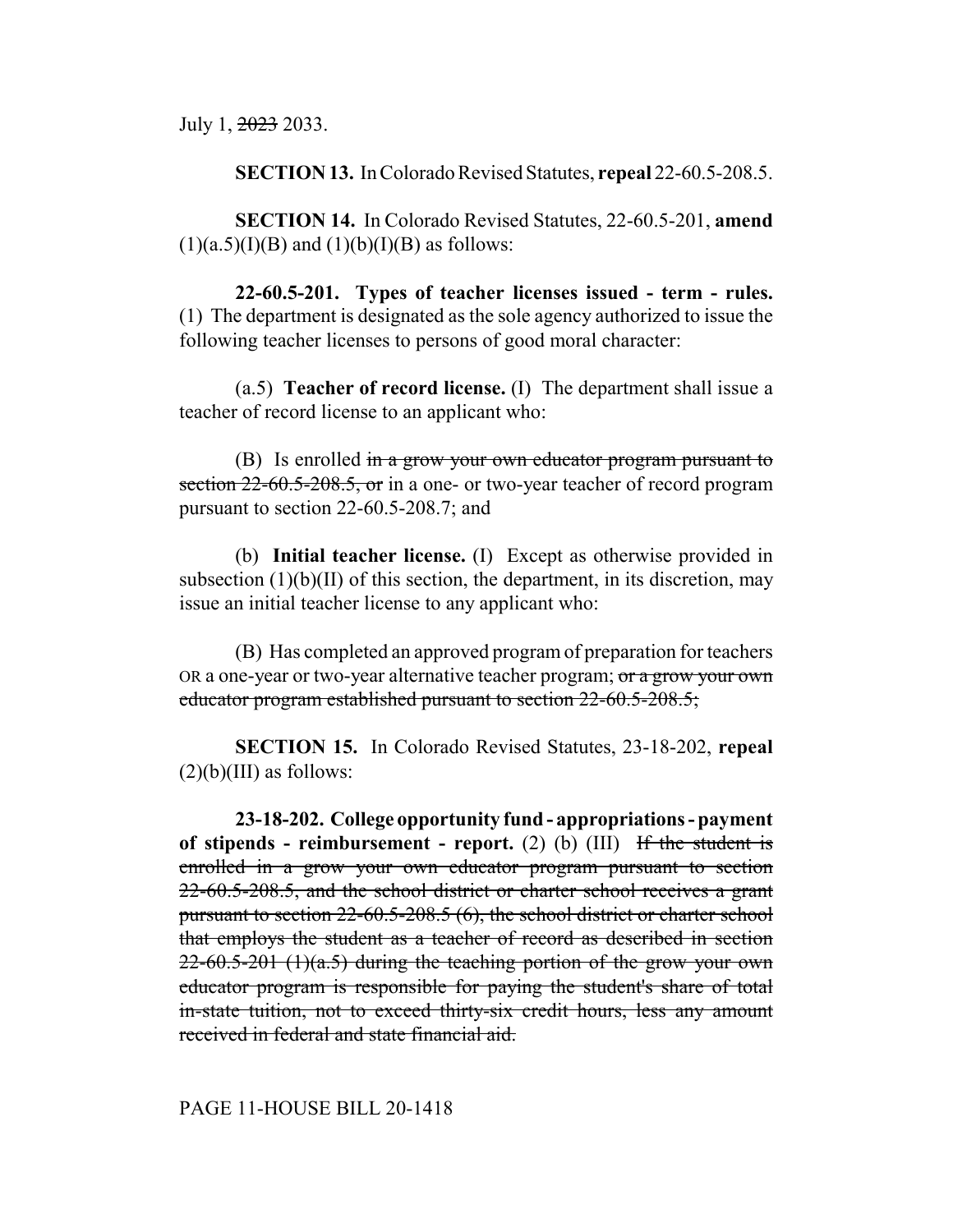July 1, ~~2023~~ 2033.

**SECTION 13.** In Colorado Revised Statutes, **repeal** 22-60.5-208.5.

**SECTION 14.** In Colorado Revised Statutes, 22-60.5-201, **amend** (1)(a.5)(I)(B) and (1)(b)(I)(B) as follows:

**22-60.5-201. Types of teacher licenses issued - term - rules.** (1) The department is designated as the sole agency authorized to issue the following teacher licenses to persons of good moral character:

(a.5) **Teacher of record license.** (I) The department shall issue a teacher of record license to an applicant who:

(B) Is enrolled ~~in a grow your own educator program pursuant to section 22-60.5-208.5, or~~ in a one- or two-year teacher of record program pursuant to section 22-60.5-208.7; and

(b) **Initial teacher license.** (I) Except as otherwise provided in subsection (1)(b)(II) of this section, the department, in its discretion, may issue an initial teacher license to any applicant who:

(B) Has completed an approved program of preparation for teachers OR a one-year or two-year alternative teacher program; ~~or a grow your own educator program established pursuant to section 22-60.5-208.5;~~

**SECTION 15.** In Colorado Revised Statutes, 23-18-202, **repeal** (2)(b)(III) as follows:

**23-18-202. College opportunity fund - appropriations - payment of stipends - reimbursement - report.** (2) (b) (III) ~~If the student is enrolled in a grow your own educator program pursuant to section 22-60.5-208.5, and the school district or charter school receives a grant pursuant to section 22-60.5-208.5 (6), the school district or charter school that employs the student as a teacher of record as described in section 22-60.5-201 (1)(a.5) during the teaching portion of the grow your own educator program is responsible for paying the student's share of total in-state tuition, not to exceed thirty-six credit hours, less any amount received in federal and state financial aid.~~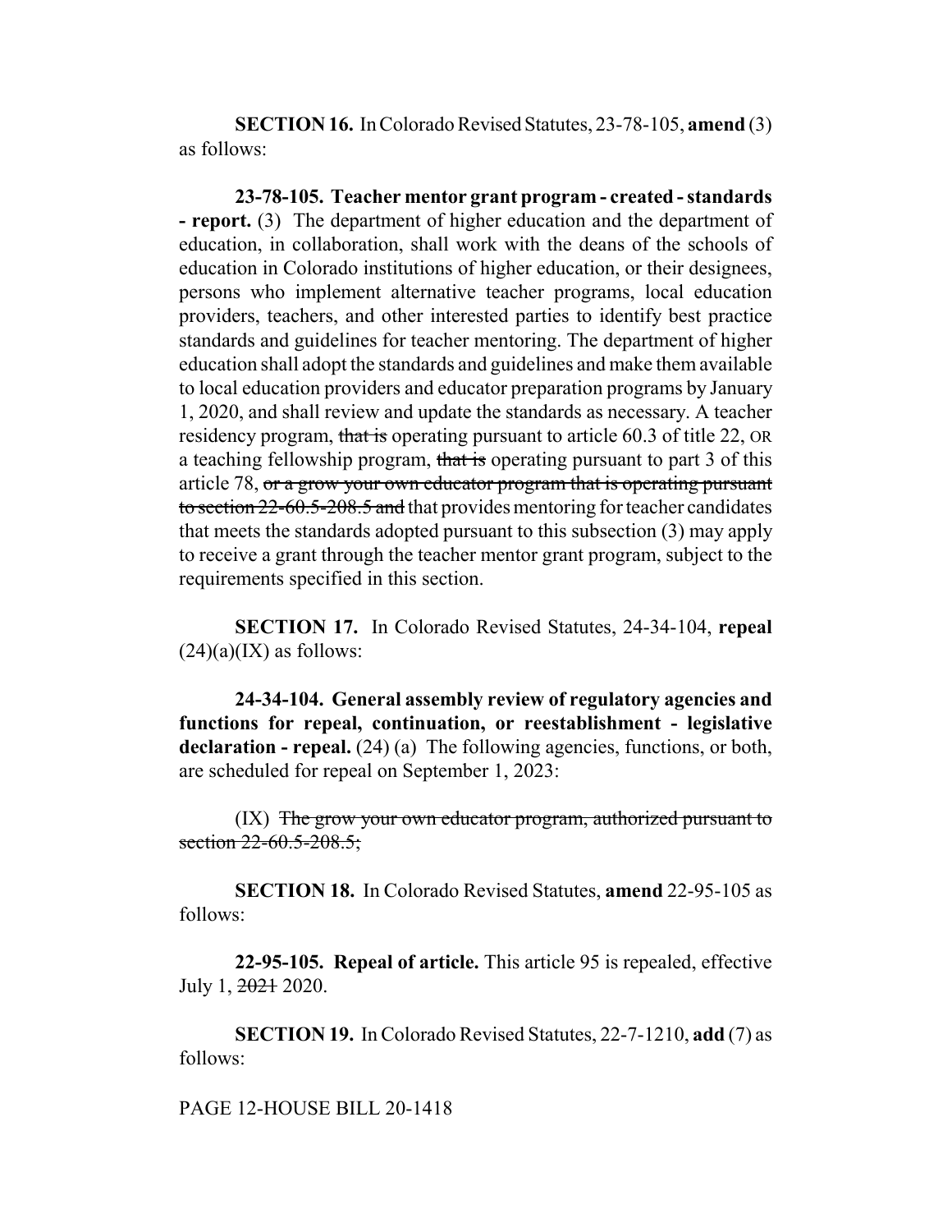**SECTION 16.** In Colorado Revised Statutes, 23-78-105, **amend** (3) as follows:

**23-78-105. Teacher mentor grant program - created - standards - report.** (3) The department of higher education and the department of education, in collaboration, shall work with the deans of the schools of education in Colorado institutions of higher education, or their designees, persons who implement alternative teacher programs, local education providers, teachers, and other interested parties to identify best practice standards and guidelines for teacher mentoring. The department of higher education shall adopt the standards and guidelines and make them available to local education providers and educator preparation programs by January 1, 2020, and shall review and update the standards as necessary. A teacher residency program, ~~that is~~ operating pursuant to article 60.3 of title 22, OR a teaching fellowship program, ~~that is~~ operating pursuant to part 3 of this article 78, ~~or a grow your own educator program that is operating pursuant to section 22-60.5-208.5 and~~ that provides mentoring for teacher candidates that meets the standards adopted pursuant to this subsection (3) may apply to receive a grant through the teacher mentor grant program, subject to the requirements specified in this section.

**SECTION 17.** In Colorado Revised Statutes, 24-34-104, **repeal** (24)(a)(IX) as follows:

**24-34-104. General assembly review of regulatory agencies and functions for repeal, continuation, or reestablishment - legislative declaration - repeal.** (24) (a) The following agencies, functions, or both, are scheduled for repeal on September 1, 2023:

(IX) ~~The grow your own educator program, authorized pursuant to section 22-60.5-208.5;~~

**SECTION 18.** In Colorado Revised Statutes, **amend** 22-95-105 as follows:

**22-95-105. Repeal of article.** This article 95 is repealed, effective July 1, ~~2021~~ 2020.

**SECTION 19.** In Colorado Revised Statutes, 22-7-1210, **add** (7) as follows: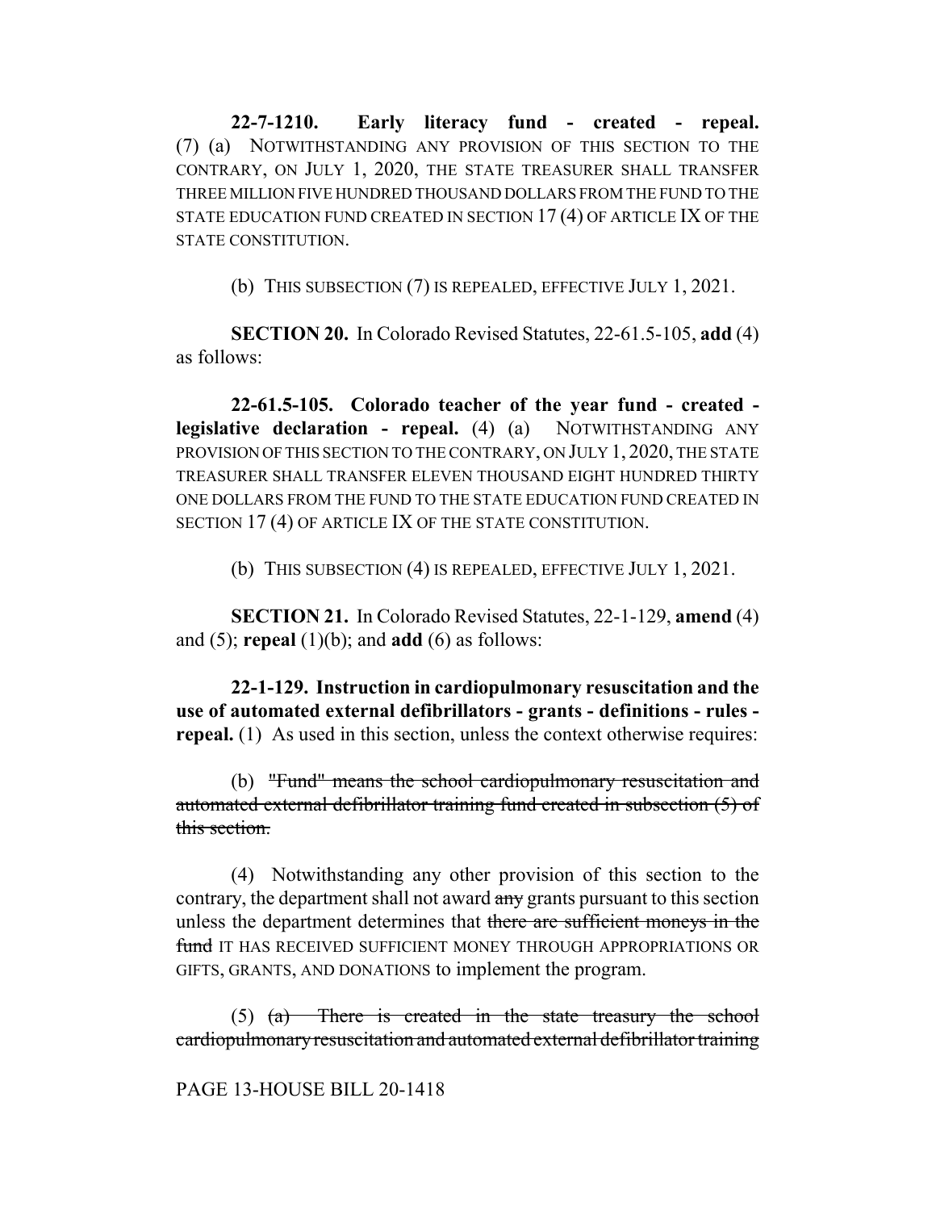**22-7-1210. Early literacy fund - created - repeal.** (7) (a) NOTWITHSTANDING ANY PROVISION OF THIS SECTION TO THE CONTRARY, ON JULY 1, 2020, THE STATE TREASURER SHALL TRANSFER THREE MILLION FIVE HUNDRED THOUSAND DOLLARS FROM THE FUND TO THE STATE EDUCATION FUND CREATED IN SECTION 17 (4) OF ARTICLE IX OF THE STATE CONSTITUTION.

(b) THIS SUBSECTION (7) IS REPEALED, EFFECTIVE JULY 1, 2021.

**SECTION 20.** In Colorado Revised Statutes, 22-61.5-105, **add** (4) as follows:

**22-61.5-105. Colorado teacher of the year fund - created - legislative declaration - repeal.** (4) (a) NOTWITHSTANDING ANY PROVISION OF THIS SECTION TO THE CONTRARY, ON JULY 1, 2020, THE STATE TREASURER SHALL TRANSFER ELEVEN THOUSAND EIGHT HUNDRED THIRTY ONE DOLLARS FROM THE FUND TO THE STATE EDUCATION FUND CREATED IN SECTION 17 (4) OF ARTICLE IX OF THE STATE CONSTITUTION.

(b) THIS SUBSECTION (4) IS REPEALED, EFFECTIVE JULY 1, 2021.

**SECTION 21.** In Colorado Revised Statutes, 22-1-129, **amend** (4) and (5); **repeal** (1)(b); and **add** (6) as follows:

**22-1-129. Instruction in cardiopulmonary resuscitation and the use of automated external defibrillators - grants - definitions - rules - repeal.** (1) As used in this section, unless the context otherwise requires:

(b) ~~"Fund" means the school cardiopulmonary resuscitation and automated external defibrillator training fund created in subsection (5) of this section.~~

(4) Notwithstanding any other provision of this section to the contrary, the department shall not award ~~any~~ grants pursuant to this section unless the department determines that ~~there are sufficient moneys in the fund~~ IT HAS RECEIVED SUFFICIENT MONEY THROUGH APPROPRIATIONS OR GIFTS, GRANTS, AND DONATIONS to implement the program.

(5) ~~(a) There is created in the state treasury the school cardiopulmonary resuscitation and automated external defibrillator training~~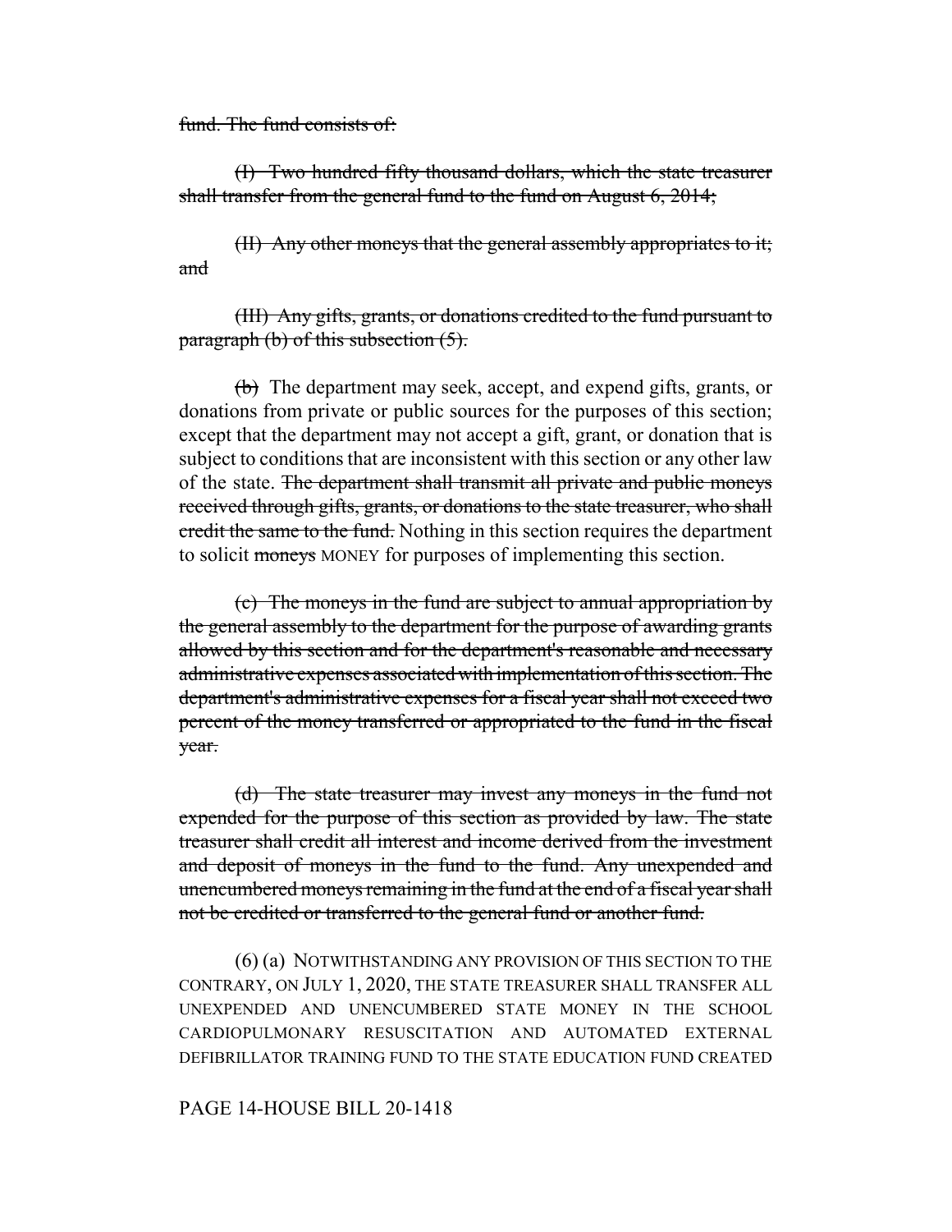~~fund. The fund consists of:~~

~~(I) Two hundred fifty thousand dollars, which the state treasurer shall transfer from the general fund to the fund on August 6, 2014;~~

~~(II) Any other moneys that the general assembly appropriates to it; and~~

~~(III) Any gifts, grants, or donations credited to the fund pursuant to paragraph (b) of this subsection (5).~~

~~(b)~~ The department may seek, accept, and expend gifts, grants, or donations from private or public sources for the purposes of this section; except that the department may not accept a gift, grant, or donation that is subject to conditions that are inconsistent with this section or any other law of the state. ~~The department shall transmit all private and public moneys received through gifts, grants, or donations to the state treasurer, who shall credit the same to the fund.~~ Nothing in this section requires the department to solicit ~~moneys~~ MONEY for purposes of implementing this section.

~~(c) The moneys in the fund are subject to annual appropriation by the general assembly to the department for the purpose of awarding grants allowed by this section and for the department's reasonable and necessary administrative expenses associated with implementation of this section. The department's administrative expenses for a fiscal year shall not exceed two percent of the money transferred or appropriated to the fund in the fiscal year.~~

~~(d) The state treasurer may invest any moneys in the fund not expended for the purpose of this section as provided by law. The state treasurer shall credit all interest and income derived from the investment and deposit of moneys in the fund to the fund. Any unexpended and unencumbered moneys remaining in the fund at the end of a fiscal year shall not be credited or transferred to the general fund or another fund.~~

(6) (a) NOTWITHSTANDING ANY PROVISION OF THIS SECTION TO THE CONTRARY, ON JULY 1, 2020, THE STATE TREASURER SHALL TRANSFER ALL UNEXPENDED AND UNENCUMBERED STATE MONEY IN THE SCHOOL CARDIOPULMONARY RESUSCITATION AND AUTOMATED EXTERNAL DEFIBRILLATOR TRAINING FUND TO THE STATE EDUCATION FUND CREATED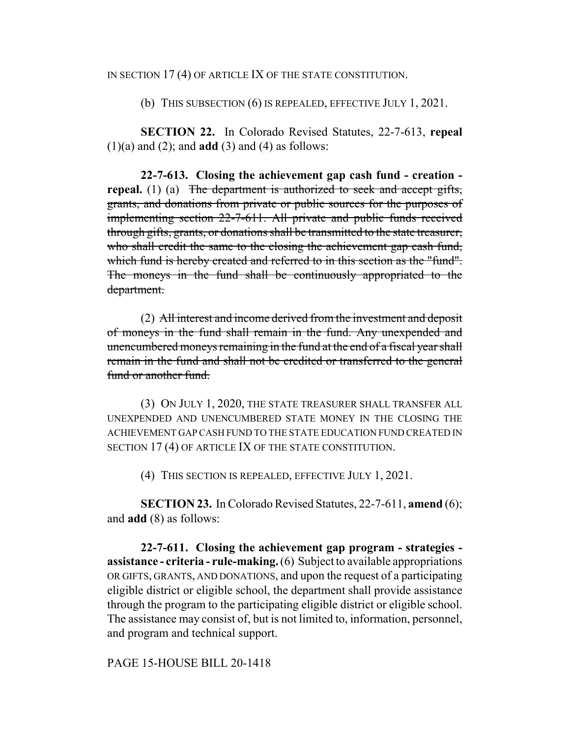IN SECTION 17 (4) OF ARTICLE IX OF THE STATE CONSTITUTION.

(b) THIS SUBSECTION (6) IS REPEALED, EFFECTIVE JULY 1, 2021.

**SECTION 22.** In Colorado Revised Statutes, 22-7-613, **repeal** (1)(a) and (2); and **add** (3) and (4) as follows:

**22-7-613. Closing the achievement gap cash fund - creation - repeal.** (1) (a) ~~The department is authorized to seek and accept gifts, grants, and donations from private or public sources for the purposes of implementing section 22-7-611. All private and public funds received through gifts, grants, or donations shall be transmitted to the state treasurer, who shall credit the same to the closing the achievement gap cash fund, which fund is hereby created and referred to in this section as the "fund". The moneys in the fund shall be continuously appropriated to the department.~~

(2) ~~All interest and income derived from the investment and deposit of moneys in the fund shall remain in the fund. Any unexpended and unencumbered moneys remaining in the fund at the end of a fiscal year shall remain in the fund and shall not be credited or transferred to the general fund or another fund.~~

(3) ON JULY 1, 2020, THE STATE TREASURER SHALL TRANSFER ALL UNEXPENDED AND UNENCUMBERED STATE MONEY IN THE CLOSING THE ACHIEVEMENT GAP CASH FUND TO THE STATE EDUCATION FUND CREATED IN SECTION 17 (4) OF ARTICLE IX OF THE STATE CONSTITUTION.

(4) THIS SECTION IS REPEALED, EFFECTIVE JULY 1, 2021.

**SECTION 23.** In Colorado Revised Statutes, 22-7-611, **amend** (6); and **add** (8) as follows:

**22-7-611. Closing the achievement gap program - strategies - assistance - criteria - rule-making.** (6) Subject to available appropriations OR GIFTS, GRANTS, AND DONATIONS, and upon the request of a participating eligible district or eligible school, the department shall provide assistance through the program to the participating eligible district or eligible school. The assistance may consist of, but is not limited to, information, personnel, and program and technical support.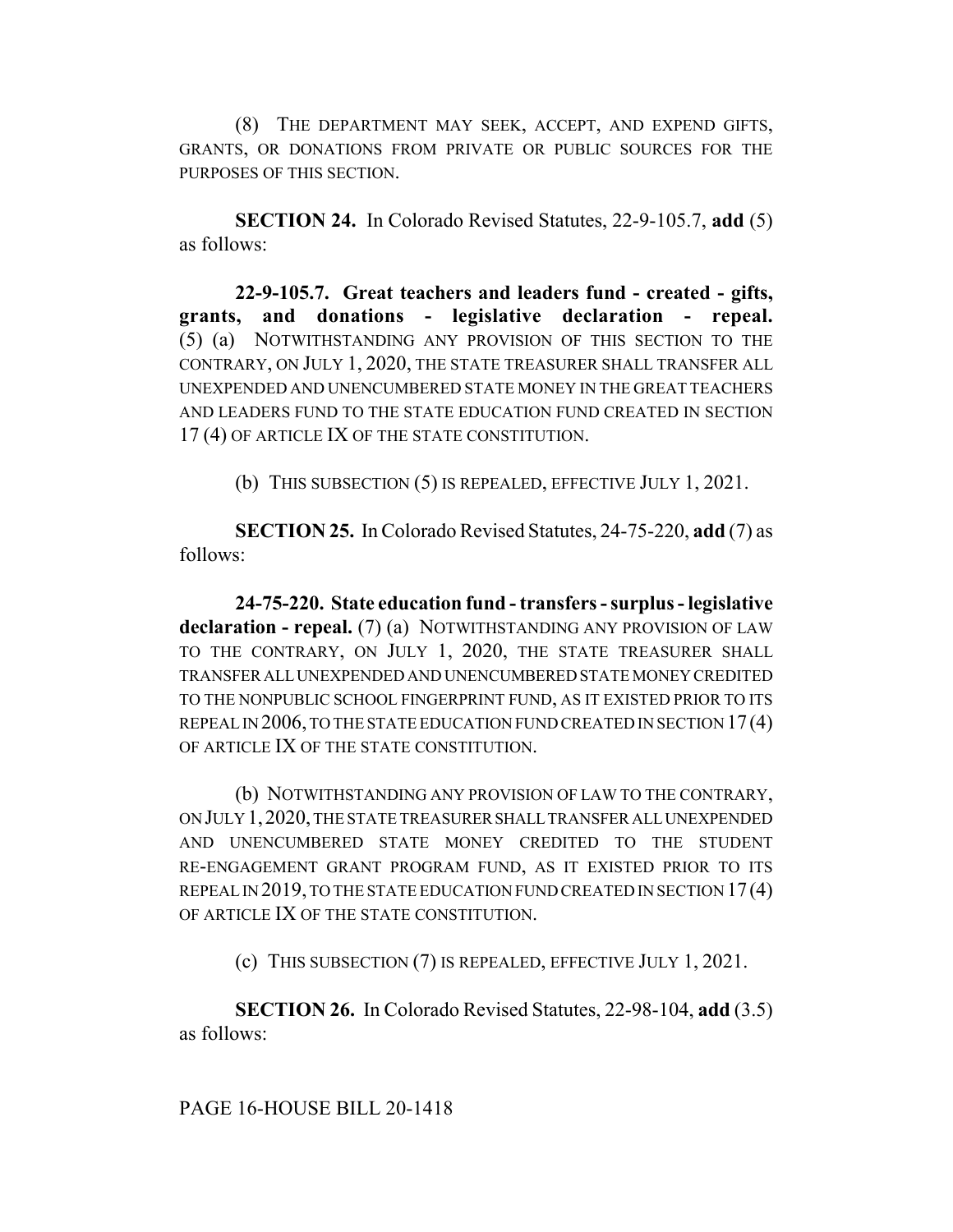(8) THE DEPARTMENT MAY SEEK, ACCEPT, AND EXPEND GIFTS, GRANTS, OR DONATIONS FROM PRIVATE OR PUBLIC SOURCES FOR THE PURPOSES OF THIS SECTION.

**SECTION 24.** In Colorado Revised Statutes, 22-9-105.7, **add** (5) as follows:

**22-9-105.7. Great teachers and leaders fund - created - gifts, grants, and donations - legislative declaration - repeal.** (5) (a) NOTWITHSTANDING ANY PROVISION OF THIS SECTION TO THE CONTRARY, ON JULY 1, 2020, THE STATE TREASURER SHALL TRANSFER ALL UNEXPENDED AND UNENCUMBERED STATE MONEY IN THE GREAT TEACHERS AND LEADERS FUND TO THE STATE EDUCATION FUND CREATED IN SECTION 17 (4) OF ARTICLE IX OF THE STATE CONSTITUTION.

(b) THIS SUBSECTION (5) IS REPEALED, EFFECTIVE JULY 1, 2021.

**SECTION 25.** In Colorado Revised Statutes, 24-75-220, **add** (7) as follows:

**24-75-220. State education fund - transfers - surplus - legislative declaration - repeal.** (7) (a) NOTWITHSTANDING ANY PROVISION OF LAW TO THE CONTRARY, ON JULY 1, 2020, THE STATE TREASURER SHALL TRANSFER ALL UNEXPENDED AND UNENCUMBERED STATE MONEY CREDITED TO THE NONPUBLIC SCHOOL FINGERPRINT FUND, AS IT EXISTED PRIOR TO ITS REPEAL IN 2006, TO THE STATE EDUCATION FUND CREATED IN SECTION 17 (4) OF ARTICLE IX OF THE STATE CONSTITUTION.

(b) NOTWITHSTANDING ANY PROVISION OF LAW TO THE CONTRARY, ON JULY 1, 2020, THE STATE TREASURER SHALL TRANSFER ALL UNEXPENDED AND UNENCUMBERED STATE MONEY CREDITED TO THE STUDENT RE-ENGAGEMENT GRANT PROGRAM FUND, AS IT EXISTED PRIOR TO ITS REPEAL IN 2019, TO THE STATE EDUCATION FUND CREATED IN SECTION 17 (4) OF ARTICLE IX OF THE STATE CONSTITUTION.

(c) THIS SUBSECTION (7) IS REPEALED, EFFECTIVE JULY 1, 2021.

**SECTION 26.** In Colorado Revised Statutes, 22-98-104, **add** (3.5) as follows: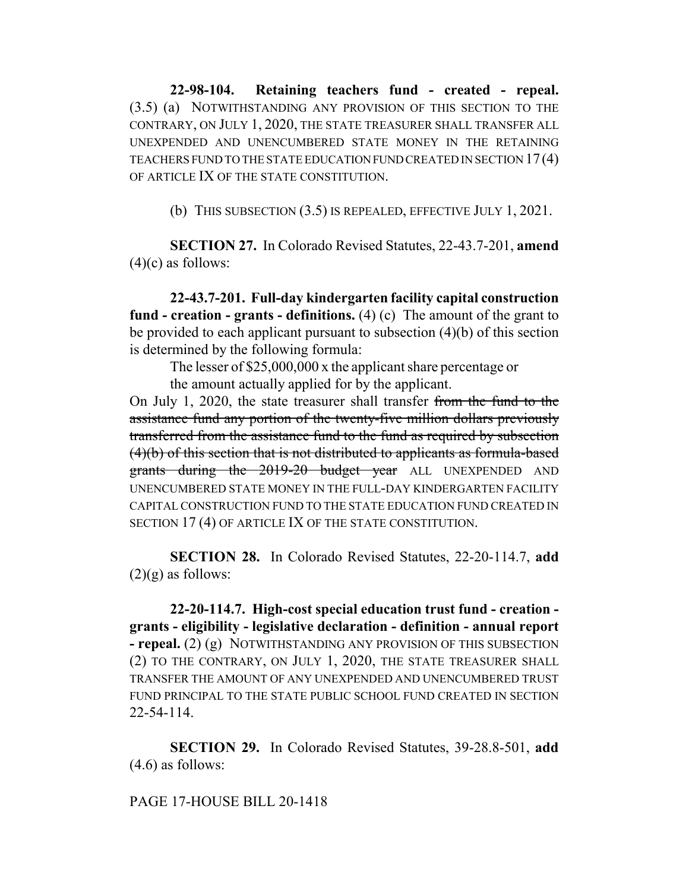**22-98-104. Retaining teachers fund - created - repeal.** (3.5) (a) NOTWITHSTANDING ANY PROVISION OF THIS SECTION TO THE CONTRARY, ON JULY 1, 2020, THE STATE TREASURER SHALL TRANSFER ALL UNEXPENDED AND UNENCUMBERED STATE MONEY IN THE RETAINING TEACHERS FUND TO THE STATE EDUCATION FUND CREATED IN SECTION 17 (4) OF ARTICLE IX OF THE STATE CONSTITUTION.

(b) THIS SUBSECTION (3.5) IS REPEALED, EFFECTIVE JULY 1, 2021.

**SECTION 27.** In Colorado Revised Statutes, 22-43.7-201, **amend** (4)(c) as follows:

**22-43.7-201. Full-day kindergarten facility capital construction fund - creation - grants - definitions.** (4) (c) The amount of the grant to be provided to each applicant pursuant to subsection (4)(b) of this section is determined by the following formula:

The lesser of $25,000,000 x the applicant share percentage or the amount actually applied for by the applicant.

On July 1, 2020, the state treasurer shall transfer ~~from the fund to the assistance fund any portion of the twenty-five million dollars previously transferred from the assistance fund to the fund as required by subsection (4)(b) of this section that is not distributed to applicants as formula-based grants during the 2019-20 budget year~~ ALL UNEXPENDED AND UNENCUMBERED STATE MONEY IN THE FULL-DAY KINDERGARTEN FACILITY CAPITAL CONSTRUCTION FUND TO THE STATE EDUCATION FUND CREATED IN SECTION 17 (4) OF ARTICLE IX OF THE STATE CONSTITUTION.

**SECTION 28.** In Colorado Revised Statutes, 22-20-114.7, **add** (2)(g) as follows:

**22-20-114.7. High-cost special education trust fund - creation - grants - eligibility - legislative declaration - definition - annual report - repeal.** (2) (g) NOTWITHSTANDING ANY PROVISION OF THIS SUBSECTION (2) TO THE CONTRARY, ON JULY 1, 2020, THE STATE TREASURER SHALL TRANSFER THE AMOUNT OF ANY UNEXPENDED AND UNENCUMBERED TRUST FUND PRINCIPAL TO THE STATE PUBLIC SCHOOL FUND CREATED IN SECTION 22-54-114.

**SECTION 29.** In Colorado Revised Statutes, 39-28.8-501, **add** (4.6) as follows: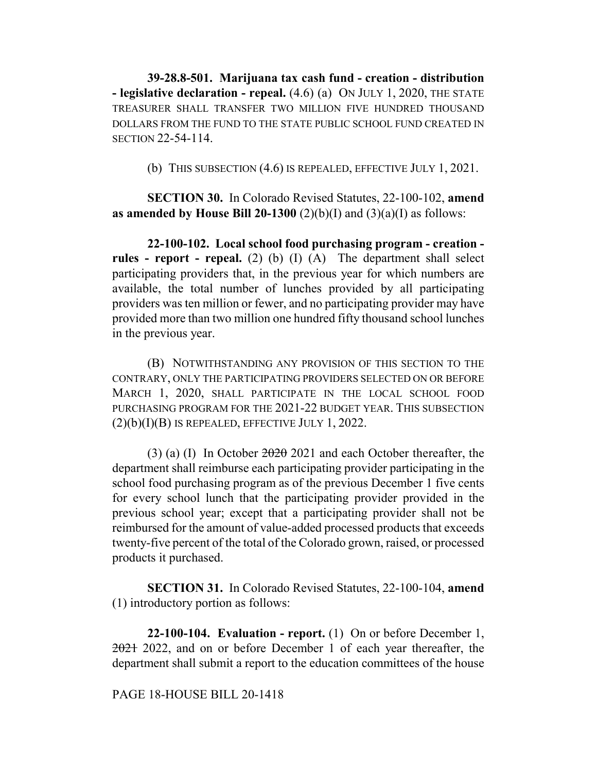**39-28.8-501. Marijuana tax cash fund - creation - distribution - legislative declaration - repeal.** (4.6) (a) ON JULY 1, 2020, THE STATE TREASURER SHALL TRANSFER TWO MILLION FIVE HUNDRED THOUSAND DOLLARS FROM THE FUND TO THE STATE PUBLIC SCHOOL FUND CREATED IN SECTION 22-54-114.

(b) THIS SUBSECTION (4.6) IS REPEALED, EFFECTIVE JULY 1, 2021.

**SECTION 30.** In Colorado Revised Statutes, 22-100-102, **amend as amended by House Bill 20-1300** (2)(b)(I) and (3)(a)(I) as follows:

**22-100-102. Local school food purchasing program - creation - rules - report - repeal.** (2) (b) (I) (A) The department shall select participating providers that, in the previous year for which numbers are available, the total number of lunches provided by all participating providers was ten million or fewer, and no participating provider may have provided more than two million one hundred fifty thousand school lunches in the previous year.

(B) NOTWITHSTANDING ANY PROVISION OF THIS SECTION TO THE CONTRARY, ONLY THE PARTICIPATING PROVIDERS SELECTED ON OR BEFORE MARCH 1, 2020, SHALL PARTICIPATE IN THE LOCAL SCHOOL FOOD PURCHASING PROGRAM FOR THE 2021-22 BUDGET YEAR. THIS SUBSECTION (2)(b)(I)(B) IS REPEALED, EFFECTIVE JULY 1, 2022.

(3) (a) (I) In October ~~2020~~ 2021 and each October thereafter, the department shall reimburse each participating provider participating in the school food purchasing program as of the previous December 1 five cents for every school lunch that the participating provider provided in the previous school year; except that a participating provider shall not be reimbursed for the amount of value-added processed products that exceeds twenty-five percent of the total of the Colorado grown, raised, or processed products it purchased.

**SECTION 31.** In Colorado Revised Statutes, 22-100-104, **amend** (1) introductory portion as follows:

**22-100-104. Evaluation - report.** (1) On or before December 1, ~~2021~~ 2022, and on or before December 1 of each year thereafter, the department shall submit a report to the education committees of the house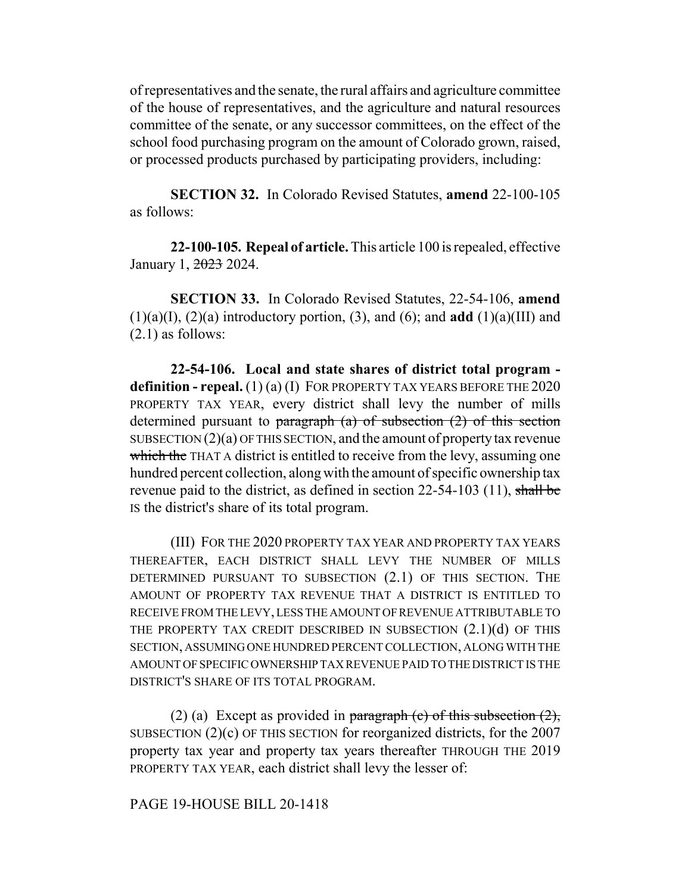of representatives and the senate, the rural affairs and agriculture committee of the house of representatives, and the agriculture and natural resources committee of the senate, or any successor committees, on the effect of the school food purchasing program on the amount of Colorado grown, raised, or processed products purchased by participating providers, including:

**SECTION 32.** In Colorado Revised Statutes, **amend** 22-100-105 as follows:

**22-100-105. Repeal of article.** This article 100 is repealed, effective January 1, ~~2023~~ 2024.

**SECTION 33.** In Colorado Revised Statutes, 22-54-106, **amend** (1)(a)(I), (2)(a) introductory portion, (3), and (6); and **add** (1)(a)(III) and (2.1) as follows:

**22-54-106. Local and state shares of district total program - definition - repeal.** (1) (a) (I) FOR PROPERTY TAX YEARS BEFORE THE 2020 PROPERTY TAX YEAR, every district shall levy the number of mills determined pursuant to ~~paragraph (a) of subsection (2) of this section~~ SUBSECTION (2)(a) OF THIS SECTION, and the amount of property tax revenue ~~which the~~ THAT A district is entitled to receive from the levy, assuming one hundred percent collection, along with the amount of specific ownership tax revenue paid to the district, as defined in section 22-54-103 (11), ~~shall be~~ IS the district's share of its total program.

(III) FOR THE 2020 PROPERTY TAX YEAR AND PROPERTY TAX YEARS THEREAFTER, EACH DISTRICT SHALL LEVY THE NUMBER OF MILLS DETERMINED PURSUANT TO SUBSECTION (2.1) OF THIS SECTION. THE AMOUNT OF PROPERTY TAX REVENUE THAT A DISTRICT IS ENTITLED TO RECEIVE FROM THE LEVY, LESS THE AMOUNT OF REVENUE ATTRIBUTABLE TO THE PROPERTY TAX CREDIT DESCRIBED IN SUBSECTION (2.1)(d) OF THIS SECTION, ASSUMING ONE HUNDRED PERCENT COLLECTION, ALONG WITH THE AMOUNT OF SPECIFIC OWNERSHIP TAX REVENUE PAID TO THE DISTRICT IS THE DISTRICT'S SHARE OF ITS TOTAL PROGRAM.

(2) (a) Except as provided in ~~paragraph (c) of this subsection (2),~~ SUBSECTION (2)(c) OF THIS SECTION for reorganized districts, for the 2007 property tax year and property tax years thereafter THROUGH THE 2019 PROPERTY TAX YEAR, each district shall levy the lesser of: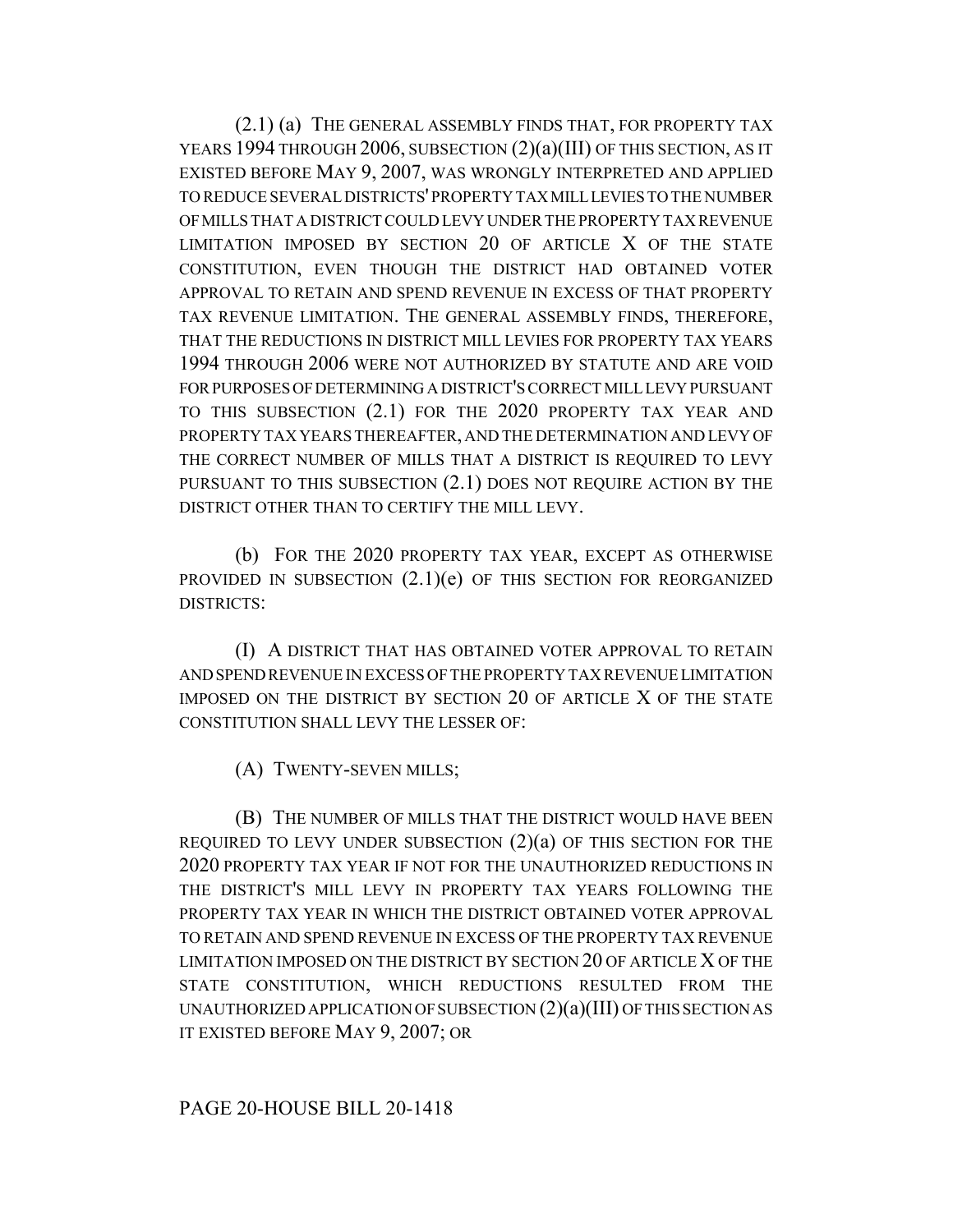(2.1) (a) THE GENERAL ASSEMBLY FINDS THAT, FOR PROPERTY TAX YEARS 1994 THROUGH 2006, SUBSECTION (2)(a)(III) OF THIS SECTION, AS IT EXISTED BEFORE MAY 9, 2007, WAS WRONGLY INTERPRETED AND APPLIED TO REDUCE SEVERAL DISTRICTS' PROPERTY TAX MILL LEVIES TO THE NUMBER OF MILLS THAT A DISTRICT COULD LEVY UNDER THE PROPERTY TAX REVENUE LIMITATION IMPOSED BY SECTION 20 OF ARTICLE X OF THE STATE CONSTITUTION, EVEN THOUGH THE DISTRICT HAD OBTAINED VOTER APPROVAL TO RETAIN AND SPEND REVENUE IN EXCESS OF THAT PROPERTY TAX REVENUE LIMITATION. THE GENERAL ASSEMBLY FINDS, THEREFORE, THAT THE REDUCTIONS IN DISTRICT MILL LEVIES FOR PROPERTY TAX YEARS 1994 THROUGH 2006 WERE NOT AUTHORIZED BY STATUTE AND ARE VOID FOR PURPOSES OF DETERMINING A DISTRICT'S CORRECT MILL LEVY PURSUANT TO THIS SUBSECTION (2.1) FOR THE 2020 PROPERTY TAX YEAR AND PROPERTY TAX YEARS THEREAFTER, AND THE DETERMINATION AND LEVY OF THE CORRECT NUMBER OF MILLS THAT A DISTRICT IS REQUIRED TO LEVY PURSUANT TO THIS SUBSECTION (2.1) DOES NOT REQUIRE ACTION BY THE DISTRICT OTHER THAN TO CERTIFY THE MILL LEVY.

(b) FOR THE 2020 PROPERTY TAX YEAR, EXCEPT AS OTHERWISE PROVIDED IN SUBSECTION (2.1)(e) OF THIS SECTION FOR REORGANIZED DISTRICTS:

(I) A DISTRICT THAT HAS OBTAINED VOTER APPROVAL TO RETAIN AND SPEND REVENUE IN EXCESS OF THE PROPERTY TAX REVENUE LIMITATION IMPOSED ON THE DISTRICT BY SECTION 20 OF ARTICLE X OF THE STATE CONSTITUTION SHALL LEVY THE LESSER OF:

(A) TWENTY-SEVEN MILLS;

(B) THE NUMBER OF MILLS THAT THE DISTRICT WOULD HAVE BEEN REQUIRED TO LEVY UNDER SUBSECTION (2)(a) OF THIS SECTION FOR THE 2020 PROPERTY TAX YEAR IF NOT FOR THE UNAUTHORIZED REDUCTIONS IN THE DISTRICT'S MILL LEVY IN PROPERTY TAX YEARS FOLLOWING THE PROPERTY TAX YEAR IN WHICH THE DISTRICT OBTAINED VOTER APPROVAL TO RETAIN AND SPEND REVENUE IN EXCESS OF THE PROPERTY TAX REVENUE LIMITATION IMPOSED ON THE DISTRICT BY SECTION 20 OF ARTICLE X OF THE STATE CONSTITUTION, WHICH REDUCTIONS RESULTED FROM THE UNAUTHORIZED APPLICATION OF SUBSECTION (2)(a)(III) OF THIS SECTION AS IT EXISTED BEFORE MAY 9, 2007; OR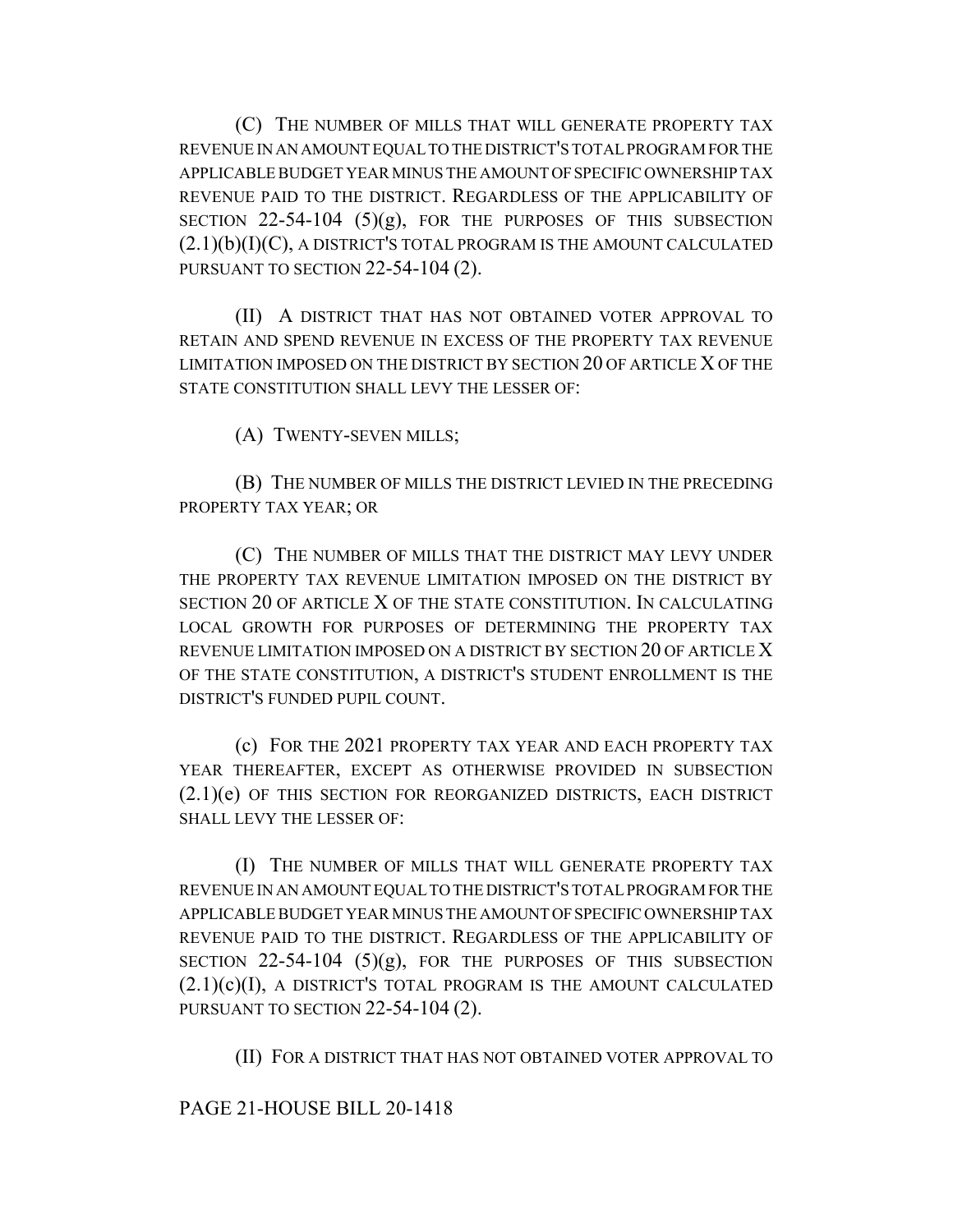(C) THE NUMBER OF MILLS THAT WILL GENERATE PROPERTY TAX REVENUE IN AN AMOUNT EQUAL TO THE DISTRICT'S TOTAL PROGRAM FOR THE APPLICABLE BUDGET YEAR MINUS THE AMOUNT OF SPECIFIC OWNERSHIP TAX REVENUE PAID TO THE DISTRICT. REGARDLESS OF THE APPLICABILITY OF SECTION 22-54-104 (5)(g), FOR THE PURPOSES OF THIS SUBSECTION (2.1)(b)(I)(C), A DISTRICT'S TOTAL PROGRAM IS THE AMOUNT CALCULATED PURSUANT TO SECTION 22-54-104 (2).

(II) A DISTRICT THAT HAS NOT OBTAINED VOTER APPROVAL TO RETAIN AND SPEND REVENUE IN EXCESS OF THE PROPERTY TAX REVENUE LIMITATION IMPOSED ON THE DISTRICT BY SECTION 20 OF ARTICLE X OF THE STATE CONSTITUTION SHALL LEVY THE LESSER OF:

(A) TWENTY-SEVEN MILLS;

(B) THE NUMBER OF MILLS THE DISTRICT LEVIED IN THE PRECEDING PROPERTY TAX YEAR; OR

(C) THE NUMBER OF MILLS THAT THE DISTRICT MAY LEVY UNDER THE PROPERTY TAX REVENUE LIMITATION IMPOSED ON THE DISTRICT BY SECTION 20 OF ARTICLE X OF THE STATE CONSTITUTION. IN CALCULATING LOCAL GROWTH FOR PURPOSES OF DETERMINING THE PROPERTY TAX REVENUE LIMITATION IMPOSED ON A DISTRICT BY SECTION 20 OF ARTICLE X OF THE STATE CONSTITUTION, A DISTRICT'S STUDENT ENROLLMENT IS THE DISTRICT'S FUNDED PUPIL COUNT.

(c) FOR THE 2021 PROPERTY TAX YEAR AND EACH PROPERTY TAX YEAR THEREAFTER, EXCEPT AS OTHERWISE PROVIDED IN SUBSECTION (2.1)(e) OF THIS SECTION FOR REORGANIZED DISTRICTS, EACH DISTRICT SHALL LEVY THE LESSER OF:

(I) THE NUMBER OF MILLS THAT WILL GENERATE PROPERTY TAX REVENUE IN AN AMOUNT EQUAL TO THE DISTRICT'S TOTAL PROGRAM FOR THE APPLICABLE BUDGET YEAR MINUS THE AMOUNT OF SPECIFIC OWNERSHIP TAX REVENUE PAID TO THE DISTRICT. REGARDLESS OF THE APPLICABILITY OF SECTION 22-54-104 (5)(g), FOR THE PURPOSES OF THIS SUBSECTION (2.1)(c)(I), A DISTRICT'S TOTAL PROGRAM IS THE AMOUNT CALCULATED PURSUANT TO SECTION 22-54-104 (2).

(II) FOR A DISTRICT THAT HAS NOT OBTAINED VOTER APPROVAL TO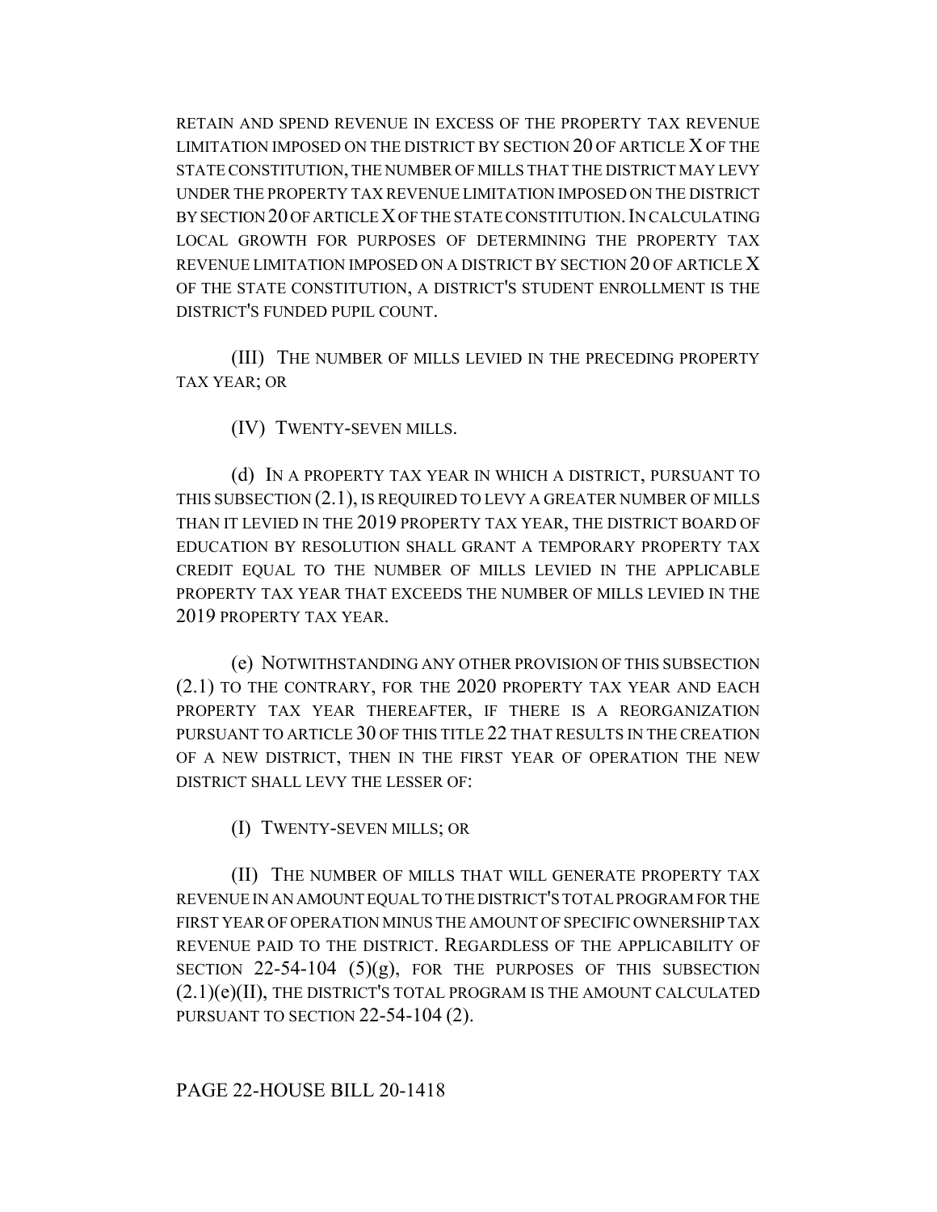RETAIN AND SPEND REVENUE IN EXCESS OF THE PROPERTY TAX REVENUE LIMITATION IMPOSED ON THE DISTRICT BY SECTION 20 OF ARTICLE X OF THE STATE CONSTITUTION, THE NUMBER OF MILLS THAT THE DISTRICT MAY LEVY UNDER THE PROPERTY TAX REVENUE LIMITATION IMPOSED ON THE DISTRICT BY SECTION 20 OF ARTICLE X OF THE STATE CONSTITUTION. IN CALCULATING LOCAL GROWTH FOR PURPOSES OF DETERMINING THE PROPERTY TAX REVENUE LIMITATION IMPOSED ON A DISTRICT BY SECTION 20 OF ARTICLE X OF THE STATE CONSTITUTION, A DISTRICT'S STUDENT ENROLLMENT IS THE DISTRICT'S FUNDED PUPIL COUNT.

(III) THE NUMBER OF MILLS LEVIED IN THE PRECEDING PROPERTY TAX YEAR; OR

(IV) TWENTY-SEVEN MILLS.

(d) IN A PROPERTY TAX YEAR IN WHICH A DISTRICT, PURSUANT TO THIS SUBSECTION (2.1), IS REQUIRED TO LEVY A GREATER NUMBER OF MILLS THAN IT LEVIED IN THE 2019 PROPERTY TAX YEAR, THE DISTRICT BOARD OF EDUCATION BY RESOLUTION SHALL GRANT A TEMPORARY PROPERTY TAX CREDIT EQUAL TO THE NUMBER OF MILLS LEVIED IN THE APPLICABLE PROPERTY TAX YEAR THAT EXCEEDS THE NUMBER OF MILLS LEVIED IN THE 2019 PROPERTY TAX YEAR.

(e) NOTWITHSTANDING ANY OTHER PROVISION OF THIS SUBSECTION (2.1) TO THE CONTRARY, FOR THE 2020 PROPERTY TAX YEAR AND EACH PROPERTY TAX YEAR THEREAFTER, IF THERE IS A REORGANIZATION PURSUANT TO ARTICLE 30 OF THIS TITLE 22 THAT RESULTS IN THE CREATION OF A NEW DISTRICT, THEN IN THE FIRST YEAR OF OPERATION THE NEW DISTRICT SHALL LEVY THE LESSER OF:

(I) TWENTY-SEVEN MILLS; OR

(II) THE NUMBER OF MILLS THAT WILL GENERATE PROPERTY TAX REVENUE IN AN AMOUNT EQUAL TO THE DISTRICT'S TOTAL PROGRAM FOR THE FIRST YEAR OF OPERATION MINUS THE AMOUNT OF SPECIFIC OWNERSHIP TAX REVENUE PAID TO THE DISTRICT. REGARDLESS OF THE APPLICABILITY OF SECTION 22-54-104 (5)(g), FOR THE PURPOSES OF THIS SUBSECTION (2.1)(e)(II), THE DISTRICT'S TOTAL PROGRAM IS THE AMOUNT CALCULATED PURSUANT TO SECTION 22-54-104 (2).

PAGE 22-HOUSE BILL 20-1418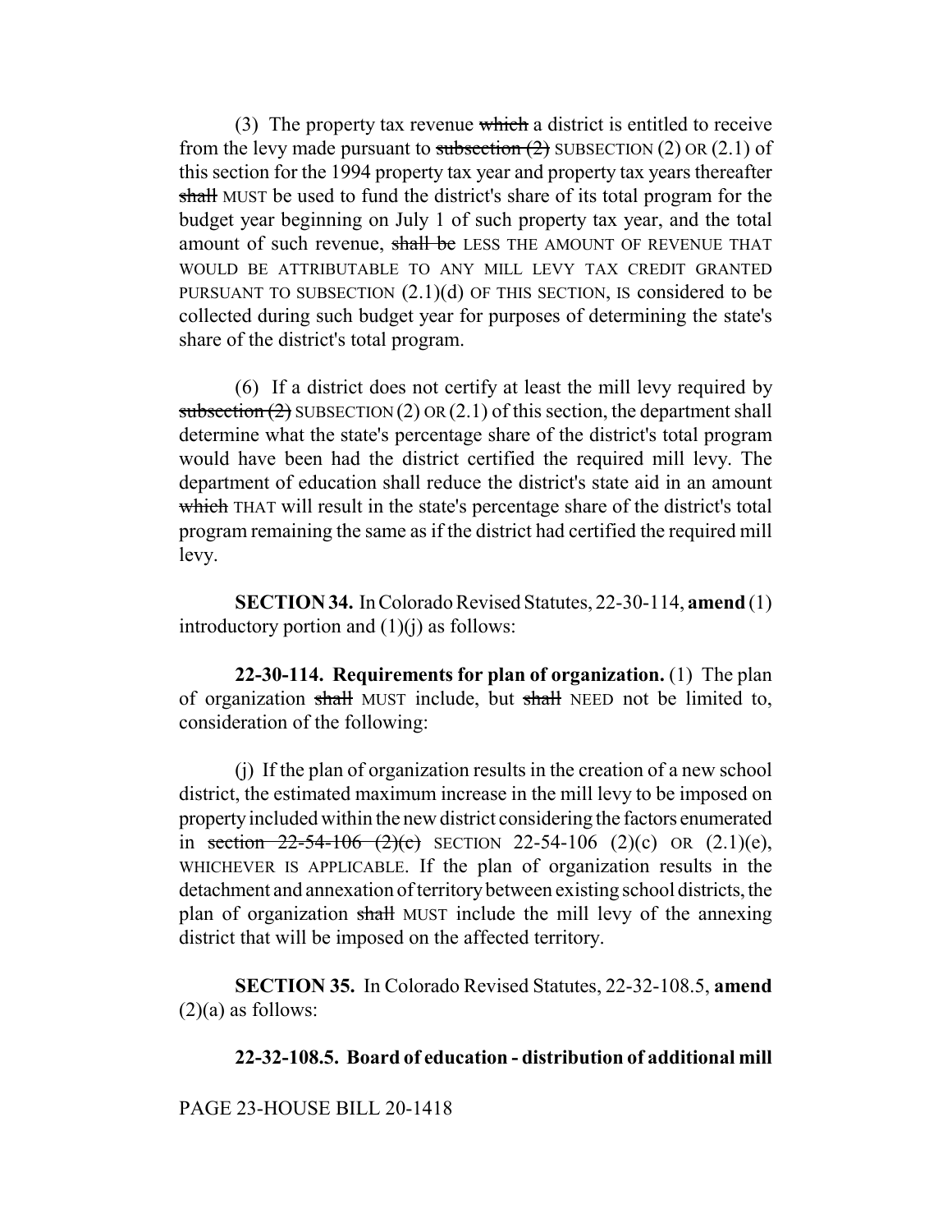(3) The property tax revenue ~~which~~ a district is entitled to receive from the levy made pursuant to ~~subsection (2)~~ SUBSECTION (2) OR (2.1) of this section for the 1994 property tax year and property tax years thereafter ~~shall~~ MUST be used to fund the district's share of its total program for the budget year beginning on July 1 of such property tax year, and the total amount of such revenue, ~~shall be~~ LESS THE AMOUNT OF REVENUE THAT WOULD BE ATTRIBUTABLE TO ANY MILL LEVY TAX CREDIT GRANTED PURSUANT TO SUBSECTION (2.1)(d) OF THIS SECTION, IS considered to be collected during such budget year for purposes of determining the state's share of the district's total program.

(6) If a district does not certify at least the mill levy required by ~~subsection (2)~~ SUBSECTION (2) OR (2.1) of this section, the department shall determine what the state's percentage share of the district's total program would have been had the district certified the required mill levy. The department of education shall reduce the district's state aid in an amount ~~which~~ THAT will result in the state's percentage share of the district's total program remaining the same as if the district had certified the required mill levy.

**SECTION 34.** In Colorado Revised Statutes, 22-30-114, **amend** (1) introductory portion and (1)(j) as follows:

**22-30-114. Requirements for plan of organization.** (1) The plan of organization ~~shall~~ MUST include, but ~~shall~~ NEED not be limited to, consideration of the following:

(j) If the plan of organization results in the creation of a new school district, the estimated maximum increase in the mill levy to be imposed on property included within the new district considering the factors enumerated in ~~section 22-54-106 (2)(c)~~ SECTION 22-54-106 (2)(c) OR (2.1)(e), WHICHEVER IS APPLICABLE. If the plan of organization results in the detachment and annexation of territory between existing school districts, the plan of organization ~~shall~~ MUST include the mill levy of the annexing district that will be imposed on the affected territory.

**SECTION 35.** In Colorado Revised Statutes, 22-32-108.5, **amend** (2)(a) as follows:

**22-32-108.5. Board of education - distribution of additional mill**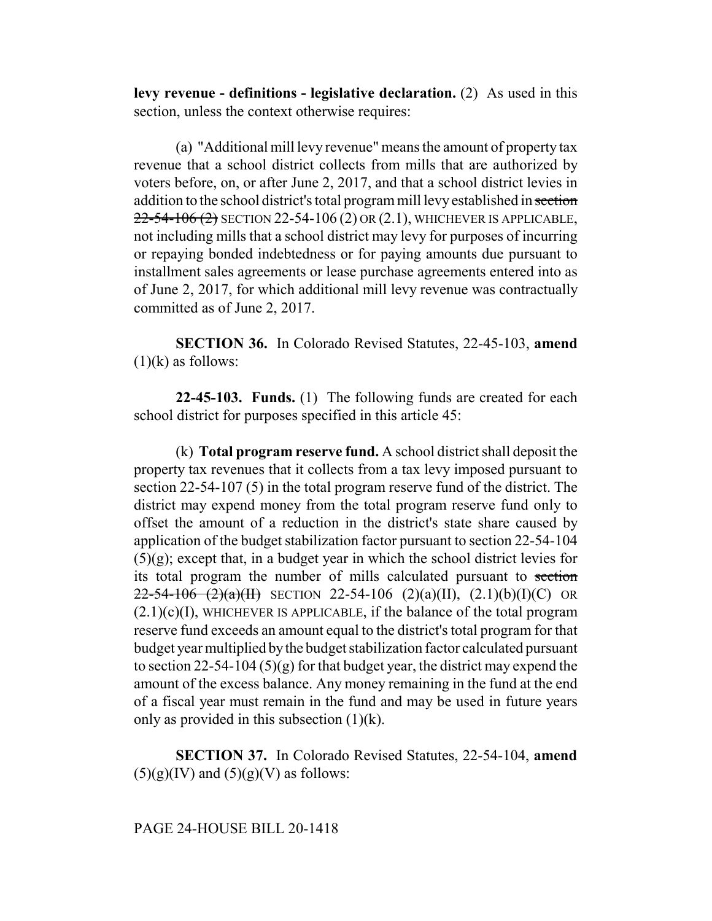**levy revenue - definitions - legislative declaration.** (2) As used in this section, unless the context otherwise requires:

(a) "Additional mill levy revenue" means the amount of property tax revenue that a school district collects from mills that are authorized by voters before, on, or after June 2, 2017, and that a school district levies in addition to the school district's total program mill levy established in ~~section 22-54-106 (2)~~ SECTION 22-54-106 (2) OR (2.1), WHICHEVER IS APPLICABLE, not including mills that a school district may levy for purposes of incurring or repaying bonded indebtedness or for paying amounts due pursuant to installment sales agreements or lease purchase agreements entered into as of June 2, 2017, for which additional mill levy revenue was contractually committed as of June 2, 2017.

**SECTION 36.** In Colorado Revised Statutes, 22-45-103, **amend** (1)(k) as follows:

**22-45-103. Funds.** (1) The following funds are created for each school district for purposes specified in this article 45:

(k) **Total program reserve fund.** A school district shall deposit the property tax revenues that it collects from a tax levy imposed pursuant to section 22-54-107 (5) in the total program reserve fund of the district. The district may expend money from the total program reserve fund only to offset the amount of a reduction in the district's state share caused by application of the budget stabilization factor pursuant to section 22-54-104 (5)(g); except that, in a budget year in which the school district levies for its total program the number of mills calculated pursuant to ~~section 22-54-106 (2)(a)(II)~~ SECTION 22-54-106 (2)(a)(II), (2.1)(b)(I)(C) OR (2.1)(c)(I), WHICHEVER IS APPLICABLE, if the balance of the total program reserve fund exceeds an amount equal to the district's total program for that budget year multiplied by the budget stabilization factor calculated pursuant to section 22-54-104 (5)(g) for that budget year, the district may expend the amount of the excess balance. Any money remaining in the fund at the end of a fiscal year must remain in the fund and may be used in future years only as provided in this subsection (1)(k).

**SECTION 37.** In Colorado Revised Statutes, 22-54-104, **amend** (5)(g)(IV) and (5)(g)(V) as follows: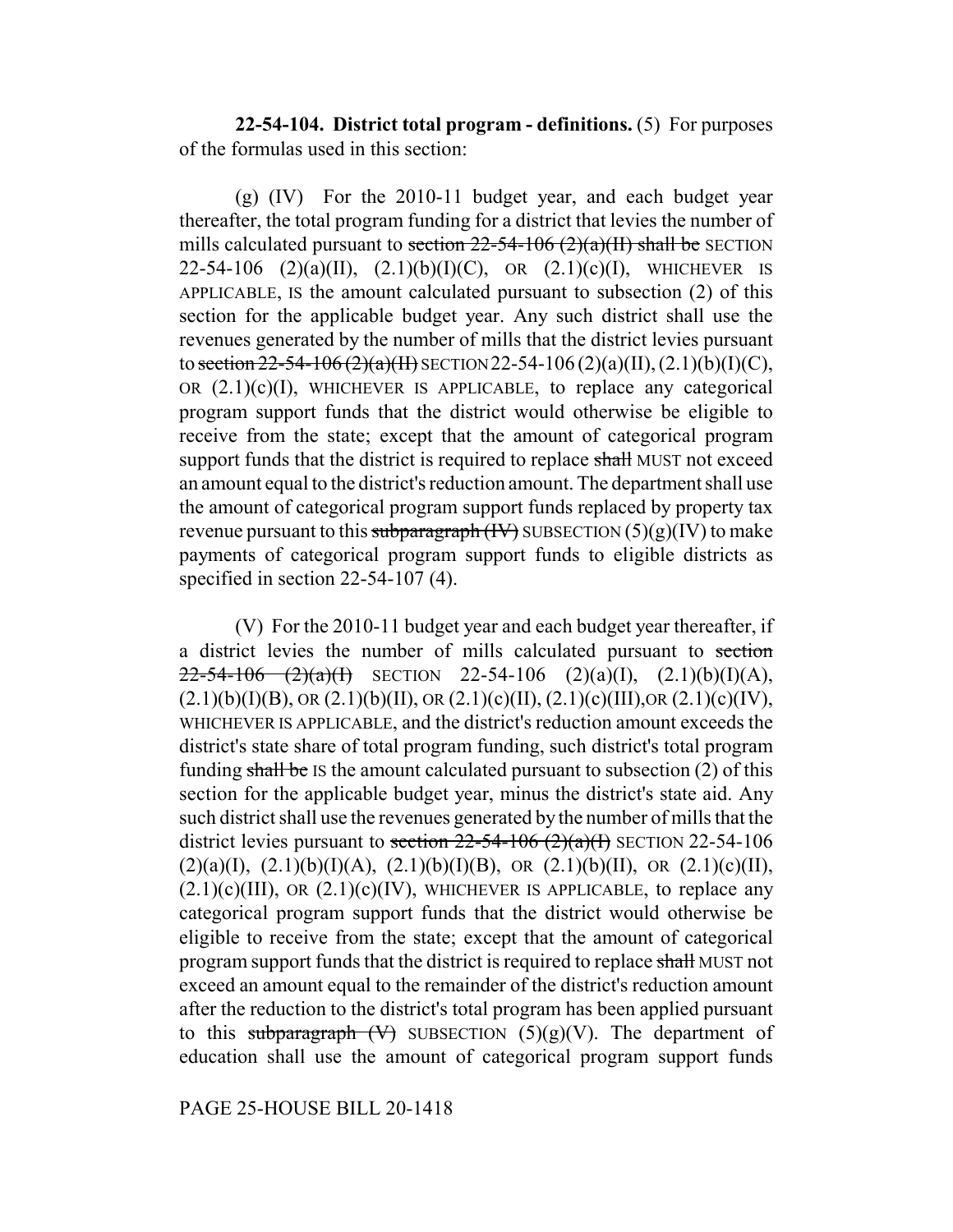**22-54-104. District total program - definitions.** (5) For purposes of the formulas used in this section:

(g) (IV) For the 2010-11 budget year, and each budget year thereafter, the total program funding for a district that levies the number of mills calculated pursuant to ~~section 22-54-106 (2)(a)(II) shall be~~ SECTION 22-54-106 (2)(a)(II), (2.1)(b)(I)(C), OR (2.1)(c)(I), WHICHEVER IS APPLICABLE, IS the amount calculated pursuant to subsection (2) of this section for the applicable budget year. Any such district shall use the revenues generated by the number of mills that the district levies pursuant to ~~section 22-54-106 (2)(a)(II)~~ SECTION 22-54-106 (2)(a)(II), (2.1)(b)(I)(C), OR (2.1)(c)(I), WHICHEVER IS APPLICABLE, to replace any categorical program support funds that the district would otherwise be eligible to receive from the state; except that the amount of categorical program support funds that the district is required to replace ~~shall~~ MUST not exceed an amount equal to the district's reduction amount. The department shall use the amount of categorical program support funds replaced by property tax revenue pursuant to this ~~subparagraph (IV)~~ SUBSECTION (5)(g)(IV) to make payments of categorical program support funds to eligible districts as specified in section 22-54-107 (4).

(V) For the 2010-11 budget year and each budget year thereafter, if a district levies the number of mills calculated pursuant to ~~section 22-54-106 (2)(a)(I)~~ SECTION 22-54-106 (2)(a)(I), (2.1)(b)(I)(A), (2.1)(b)(I)(B), OR (2.1)(b)(II), OR (2.1)(c)(II), (2.1)(c)(III),OR (2.1)(c)(IV), WHICHEVER IS APPLICABLE, and the district's reduction amount exceeds the district's state share of total program funding, such district's total program funding ~~shall be~~ IS the amount calculated pursuant to subsection (2) of this section for the applicable budget year, minus the district's state aid. Any such district shall use the revenues generated by the number of mills that the district levies pursuant to ~~section 22-54-106 (2)(a)(I)~~ SECTION 22-54-106 (2)(a)(I), (2.1)(b)(I)(A), (2.1)(b)(I)(B), OR (2.1)(b)(II), OR (2.1)(c)(II), (2.1)(c)(III), OR (2.1)(c)(IV), WHICHEVER IS APPLICABLE, to replace any categorical program support funds that the district would otherwise be eligible to receive from the state; except that the amount of categorical program support funds that the district is required to replace ~~shall~~ MUST not exceed an amount equal to the remainder of the district's reduction amount after the reduction to the district's total program has been applied pursuant to this ~~subparagraph (V)~~ SUBSECTION (5)(g)(V). The department of education shall use the amount of categorical program support funds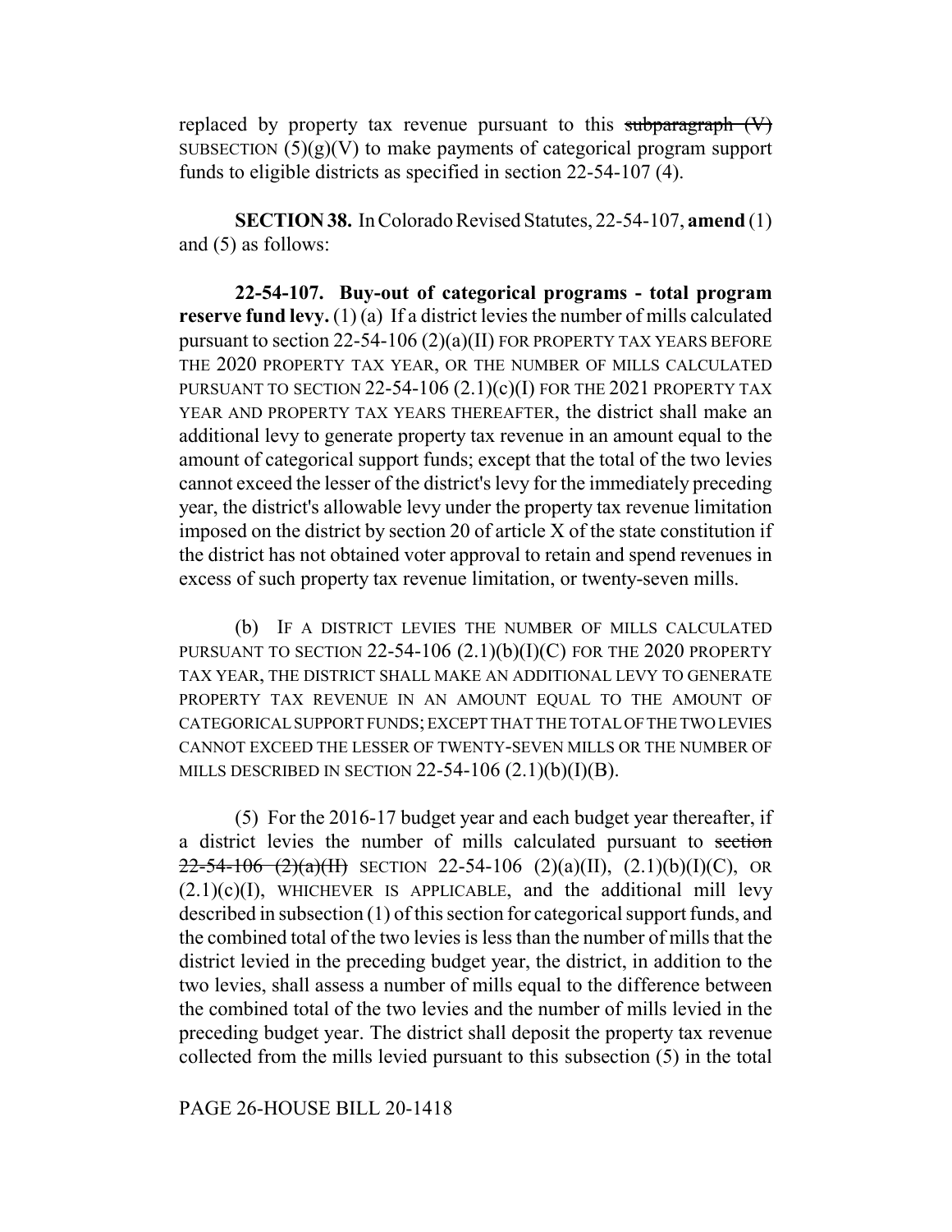replaced by property tax revenue pursuant to this ~~subparagraph (V)~~ SUBSECTION (5)(g)(V) to make payments of categorical program support funds to eligible districts as specified in section 22-54-107 (4).

**SECTION 38.** In Colorado Revised Statutes, 22-54-107, **amend** (1) and (5) as follows:

**22-54-107. Buy-out of categorical programs - total program reserve fund levy.** (1) (a) If a district levies the number of mills calculated pursuant to section 22-54-106 (2)(a)(II) FOR PROPERTY TAX YEARS BEFORE THE 2020 PROPERTY TAX YEAR, OR THE NUMBER OF MILLS CALCULATED PURSUANT TO SECTION 22-54-106 (2.1)(c)(I) FOR THE 2021 PROPERTY TAX YEAR AND PROPERTY TAX YEARS THEREAFTER, the district shall make an additional levy to generate property tax revenue in an amount equal to the amount of categorical support funds; except that the total of the two levies cannot exceed the lesser of the district's levy for the immediately preceding year, the district's allowable levy under the property tax revenue limitation imposed on the district by section 20 of article X of the state constitution if the district has not obtained voter approval to retain and spend revenues in excess of such property tax revenue limitation, or twenty-seven mills.

(b) IF A DISTRICT LEVIES THE NUMBER OF MILLS CALCULATED PURSUANT TO SECTION 22-54-106 (2.1)(b)(I)(C) FOR THE 2020 PROPERTY TAX YEAR, THE DISTRICT SHALL MAKE AN ADDITIONAL LEVY TO GENERATE PROPERTY TAX REVENUE IN AN AMOUNT EQUAL TO THE AMOUNT OF CATEGORICAL SUPPORT FUNDS; EXCEPT THAT THE TOTAL OF THE TWO LEVIES CANNOT EXCEED THE LESSER OF TWENTY-SEVEN MILLS OR THE NUMBER OF MILLS DESCRIBED IN SECTION 22-54-106 (2.1)(b)(I)(B).

(5) For the 2016-17 budget year and each budget year thereafter, if a district levies the number of mills calculated pursuant to ~~section 22-54-106 (2)(a)(II)~~ SECTION 22-54-106 (2)(a)(II), (2.1)(b)(I)(C), OR (2.1)(c)(I), WHICHEVER IS APPLICABLE, and the additional mill levy described in subsection (1) of this section for categorical support funds, and the combined total of the two levies is less than the number of mills that the district levied in the preceding budget year, the district, in addition to the two levies, shall assess a number of mills equal to the difference between the combined total of the two levies and the number of mills levied in the preceding budget year. The district shall deposit the property tax revenue collected from the mills levied pursuant to this subsection (5) in the total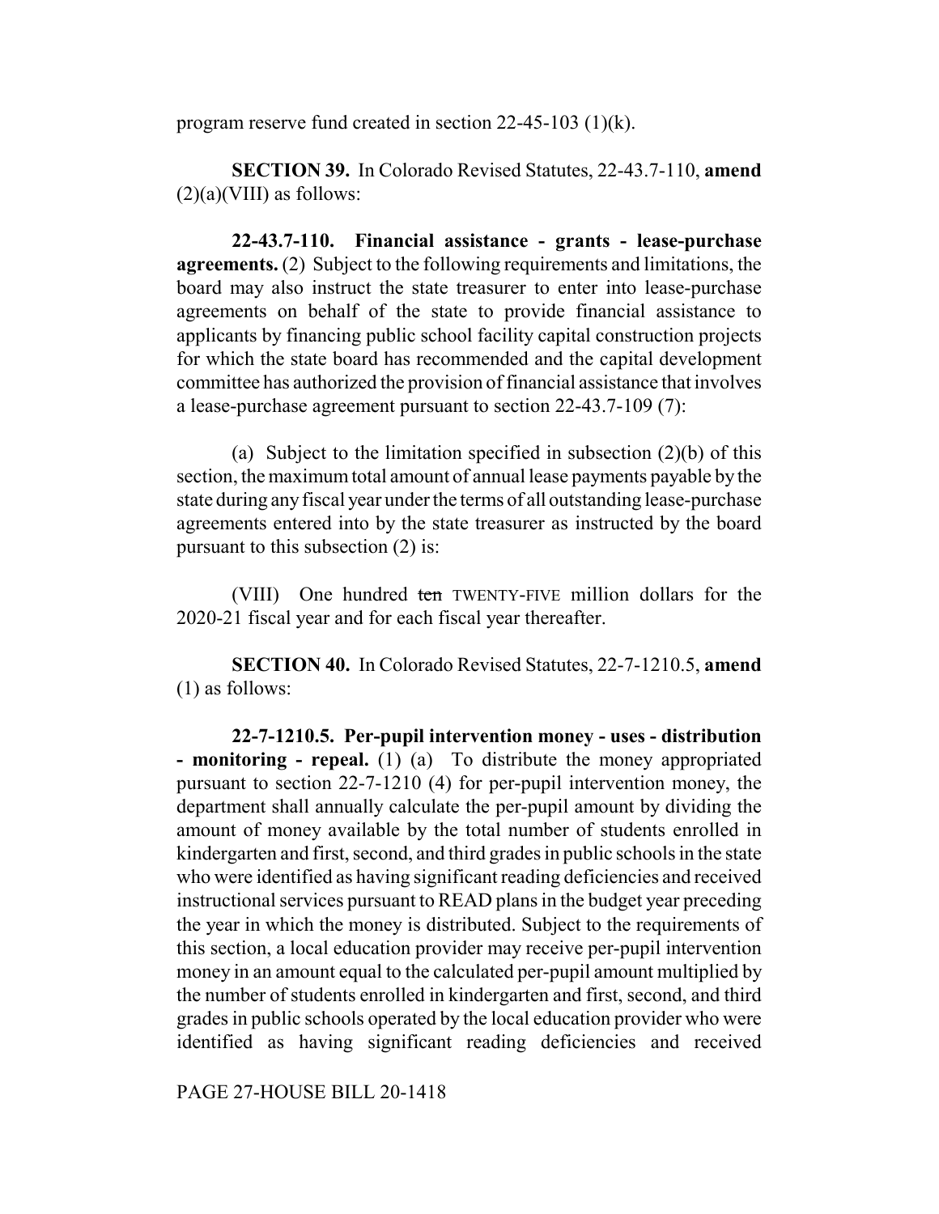program reserve fund created in section 22-45-103 (1)(k).

**SECTION 39.** In Colorado Revised Statutes, 22-43.7-110, **amend** (2)(a)(VIII) as follows:

**22-43.7-110. Financial assistance - grants - lease-purchase agreements.** (2) Subject to the following requirements and limitations, the board may also instruct the state treasurer to enter into lease-purchase agreements on behalf of the state to provide financial assistance to applicants by financing public school facility capital construction projects for which the state board has recommended and the capital development committee has authorized the provision of financial assistance that involves a lease-purchase agreement pursuant to section 22-43.7-109 (7):

(a) Subject to the limitation specified in subsection (2)(b) of this section, the maximum total amount of annual lease payments payable by the state during any fiscal year under the terms of all outstanding lease-purchase agreements entered into by the state treasurer as instructed by the board pursuant to this subsection (2) is:

(VIII) One hundred ~~ten~~ TWENTY-FIVE million dollars for the 2020-21 fiscal year and for each fiscal year thereafter.

**SECTION 40.** In Colorado Revised Statutes, 22-7-1210.5, **amend** (1) as follows:

**22-7-1210.5. Per-pupil intervention money - uses - distribution - monitoring - repeal.** (1) (a) To distribute the money appropriated pursuant to section 22-7-1210 (4) for per-pupil intervention money, the department shall annually calculate the per-pupil amount by dividing the amount of money available by the total number of students enrolled in kindergarten and first, second, and third grades in public schools in the state who were identified as having significant reading deficiencies and received instructional services pursuant to READ plans in the budget year preceding the year in which the money is distributed. Subject to the requirements of this section, a local education provider may receive per-pupil intervention money in an amount equal to the calculated per-pupil amount multiplied by the number of students enrolled in kindergarten and first, second, and third grades in public schools operated by the local education provider who were identified as having significant reading deficiencies and received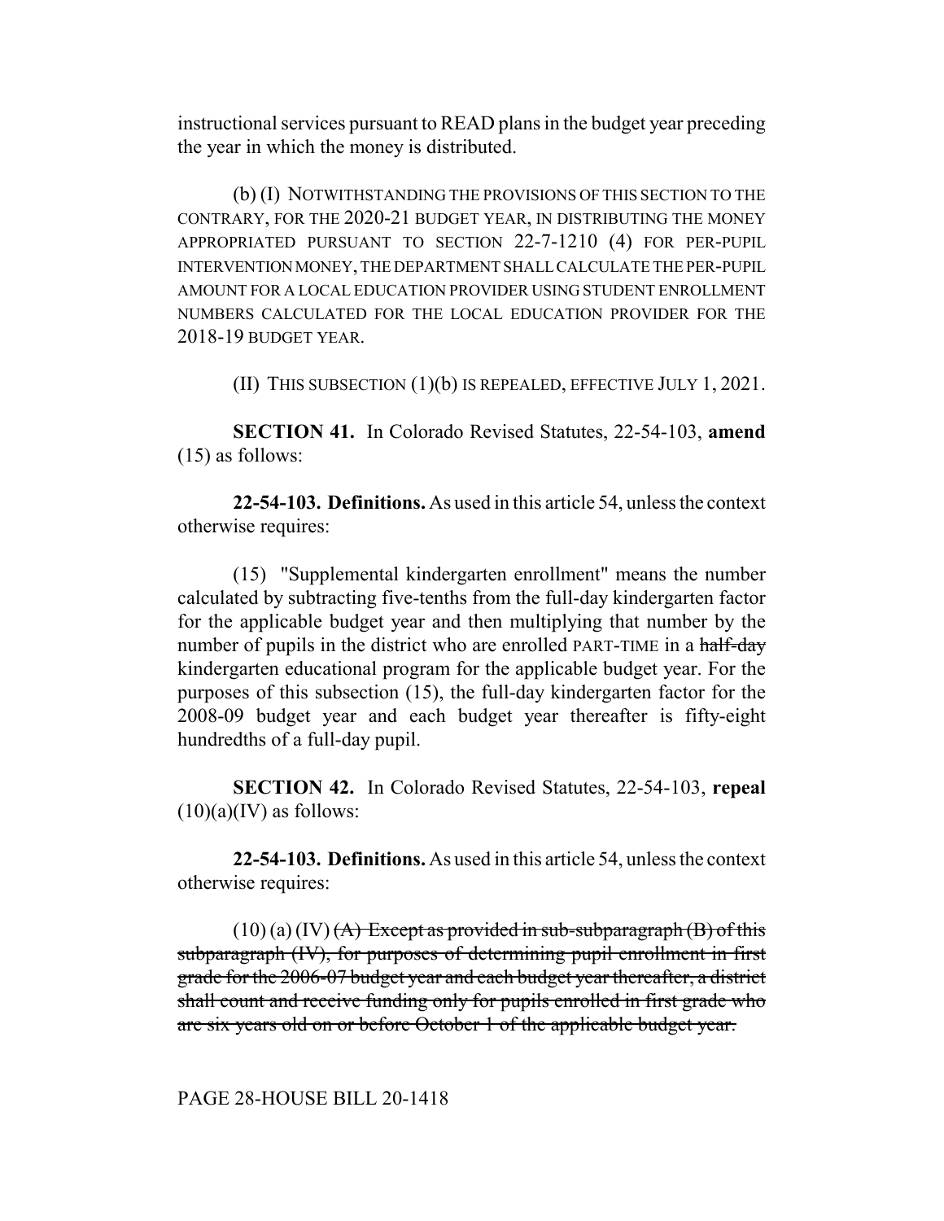instructional services pursuant to READ plans in the budget year preceding the year in which the money is distributed.

(b) (I) NOTWITHSTANDING THE PROVISIONS OF THIS SECTION TO THE CONTRARY, FOR THE 2020-21 BUDGET YEAR, IN DISTRIBUTING THE MONEY APPROPRIATED PURSUANT TO SECTION 22-7-1210 (4) FOR PER-PUPIL INTERVENTION MONEY, THE DEPARTMENT SHALL CALCULATE THE PER-PUPIL AMOUNT FOR A LOCAL EDUCATION PROVIDER USING STUDENT ENROLLMENT NUMBERS CALCULATED FOR THE LOCAL EDUCATION PROVIDER FOR THE 2018-19 BUDGET YEAR.

(II) THIS SUBSECTION (1)(b) IS REPEALED, EFFECTIVE JULY 1, 2021.

**SECTION 41.** In Colorado Revised Statutes, 22-54-103, **amend** (15) as follows:

**22-54-103. Definitions.** As used in this article 54, unless the context otherwise requires:

(15) "Supplemental kindergarten enrollment" means the number calculated by subtracting five-tenths from the full-day kindergarten factor for the applicable budget year and then multiplying that number by the number of pupils in the district who are enrolled PART-TIME in a ~~half-day~~ kindergarten educational program for the applicable budget year. For the purposes of this subsection (15), the full-day kindergarten factor for the 2008-09 budget year and each budget year thereafter is fifty-eight hundredths of a full-day pupil.

**SECTION 42.** In Colorado Revised Statutes, 22-54-103, **repeal** (10)(a)(IV) as follows:

**22-54-103. Definitions.** As used in this article 54, unless the context otherwise requires:

(10) (a) (IV) ~~(A) Except as provided in sub-subparagraph (B) of this subparagraph (IV), for purposes of determining pupil enrollment in first grade for the 2006-07 budget year and each budget year thereafter, a district shall count and receive funding only for pupils enrolled in first grade who are six years old on or before October 1 of the applicable budget year.~~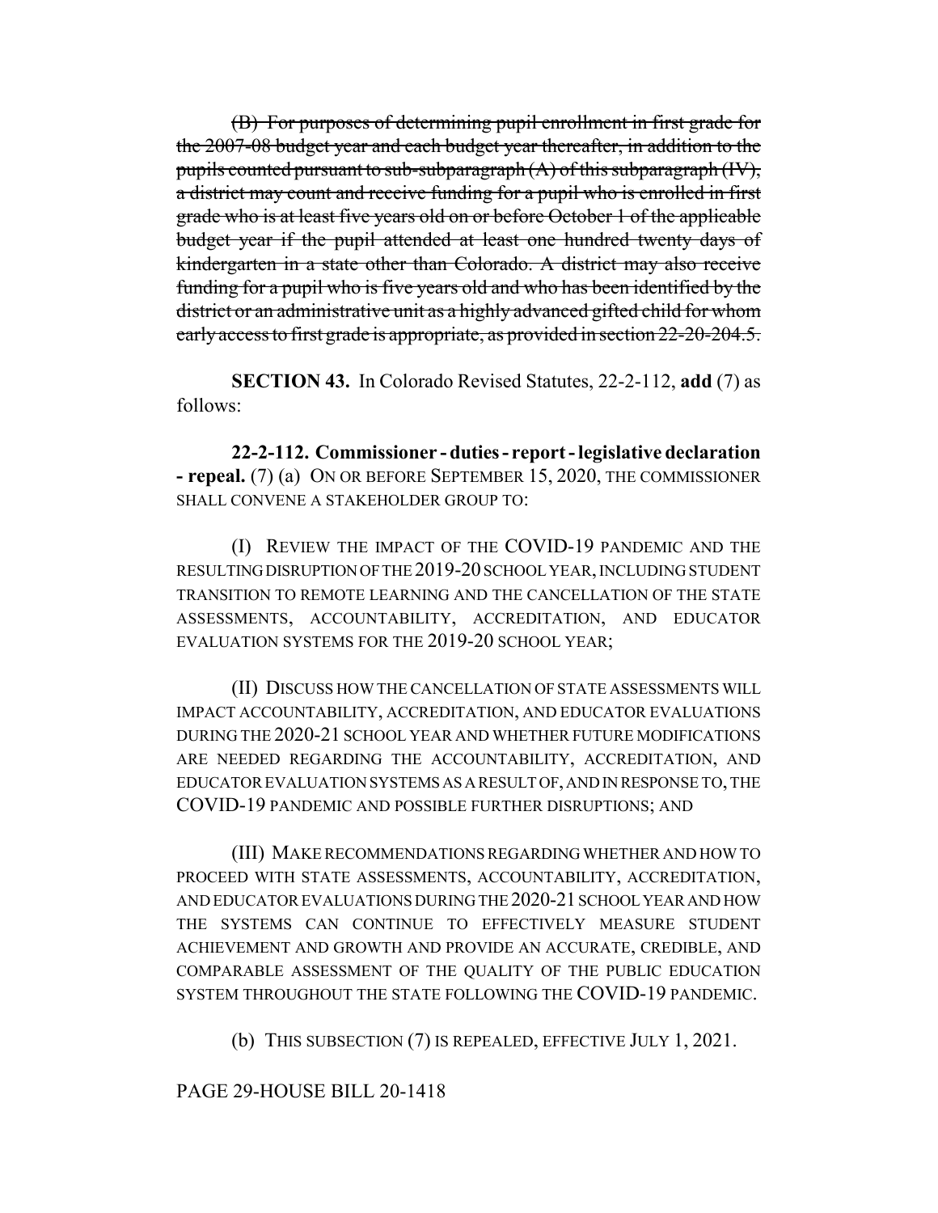~~(B) For purposes of determining pupil enrollment in first grade for the 2007-08 budget year and each budget year thereafter, in addition to the pupils counted pursuant to sub-subparagraph (A) of this subparagraph (IV), a district may count and receive funding for a pupil who is enrolled in first grade who is at least five years old on or before October 1 of the applicable budget year if the pupil attended at least one hundred twenty days of kindergarten in a state other than Colorado. A district may also receive funding for a pupil who is five years old and who has been identified by the district or an administrative unit as a highly advanced gifted child for whom early access to first grade is appropriate, as provided in section 22-20-204.5.~~

**SECTION 43.** In Colorado Revised Statutes, 22-2-112, **add** (7) as follows:

**22-2-112. Commissioner - duties - report - legislative declaration - repeal.** (7) (a) ON OR BEFORE SEPTEMBER 15, 2020, THE COMMISSIONER SHALL CONVENE A STAKEHOLDER GROUP TO:

(I) REVIEW THE IMPACT OF THE COVID-19 PANDEMIC AND THE RESULTING DISRUPTION OF THE 2019-20 SCHOOL YEAR, INCLUDING STUDENT TRANSITION TO REMOTE LEARNING AND THE CANCELLATION OF THE STATE ASSESSMENTS, ACCOUNTABILITY, ACCREDITATION, AND EDUCATOR EVALUATION SYSTEMS FOR THE 2019-20 SCHOOL YEAR;

(II) DISCUSS HOW THE CANCELLATION OF STATE ASSESSMENTS WILL IMPACT ACCOUNTABILITY, ACCREDITATION, AND EDUCATOR EVALUATIONS DURING THE 2020-21 SCHOOL YEAR AND WHETHER FUTURE MODIFICATIONS ARE NEEDED REGARDING THE ACCOUNTABILITY, ACCREDITATION, AND EDUCATOR EVALUATION SYSTEMS AS A RESULT OF, AND IN RESPONSE TO, THE COVID-19 PANDEMIC AND POSSIBLE FURTHER DISRUPTIONS; AND

(III) MAKE RECOMMENDATIONS REGARDING WHETHER AND HOW TO PROCEED WITH STATE ASSESSMENTS, ACCOUNTABILITY, ACCREDITATION, AND EDUCATOR EVALUATIONS DURING THE 2020-21 SCHOOL YEAR AND HOW THE SYSTEMS CAN CONTINUE TO EFFECTIVELY MEASURE STUDENT ACHIEVEMENT AND GROWTH AND PROVIDE AN ACCURATE, CREDIBLE, AND COMPARABLE ASSESSMENT OF THE QUALITY OF THE PUBLIC EDUCATION SYSTEM THROUGHOUT THE STATE FOLLOWING THE COVID-19 PANDEMIC.

(b) THIS SUBSECTION (7) IS REPEALED, EFFECTIVE JULY 1, 2021.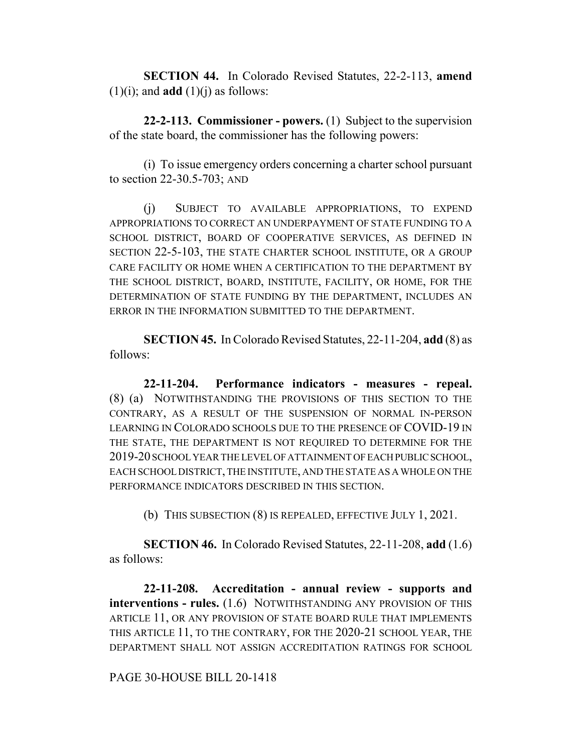**SECTION 44.** In Colorado Revised Statutes, 22-2-113, **amend** (1)(i); and **add** (1)(j) as follows:

**22-2-113. Commissioner - powers.** (1) Subject to the supervision of the state board, the commissioner has the following powers:

(i) To issue emergency orders concerning a charter school pursuant to section 22-30.5-703; AND

(j) SUBJECT TO AVAILABLE APPROPRIATIONS, TO EXPEND APPROPRIATIONS TO CORRECT AN UNDERPAYMENT OF STATE FUNDING TO A SCHOOL DISTRICT, BOARD OF COOPERATIVE SERVICES, AS DEFINED IN SECTION 22-5-103, THE STATE CHARTER SCHOOL INSTITUTE, OR A GROUP CARE FACILITY OR HOME WHEN A CERTIFICATION TO THE DEPARTMENT BY THE SCHOOL DISTRICT, BOARD, INSTITUTE, FACILITY, OR HOME, FOR THE DETERMINATION OF STATE FUNDING BY THE DEPARTMENT, INCLUDES AN ERROR IN THE INFORMATION SUBMITTED TO THE DEPARTMENT.

**SECTION 45.** In Colorado Revised Statutes, 22-11-204, **add** (8) as follows:

**22-11-204. Performance indicators - measures - repeal.** (8) (a) NOTWITHSTANDING THE PROVISIONS OF THIS SECTION TO THE CONTRARY, AS A RESULT OF THE SUSPENSION OF NORMAL IN-PERSON LEARNING IN COLORADO SCHOOLS DUE TO THE PRESENCE OF COVID-19 IN THE STATE, THE DEPARTMENT IS NOT REQUIRED TO DETERMINE FOR THE 2019-20 SCHOOL YEAR THE LEVEL OF ATTAINMENT OF EACH PUBLIC SCHOOL, EACH SCHOOL DISTRICT, THE INSTITUTE, AND THE STATE AS A WHOLE ON THE PERFORMANCE INDICATORS DESCRIBED IN THIS SECTION.

(b) THIS SUBSECTION (8) IS REPEALED, EFFECTIVE JULY 1, 2021.

**SECTION 46.** In Colorado Revised Statutes, 22-11-208, **add** (1.6) as follows:

**22-11-208. Accreditation - annual review - supports and interventions - rules.** (1.6) NOTWITHSTANDING ANY PROVISION OF THIS ARTICLE 11, OR ANY PROVISION OF STATE BOARD RULE THAT IMPLEMENTS THIS ARTICLE 11, TO THE CONTRARY, FOR THE 2020-21 SCHOOL YEAR, THE DEPARTMENT SHALL NOT ASSIGN ACCREDITATION RATINGS FOR SCHOOL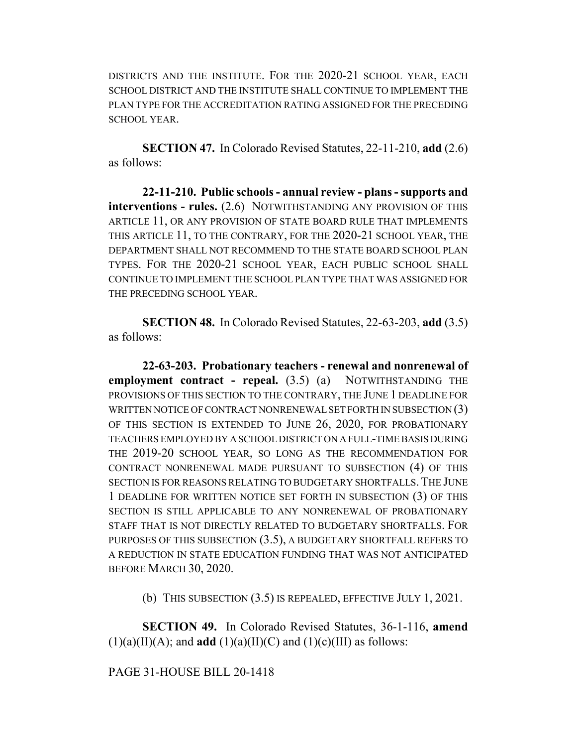DISTRICTS AND THE INSTITUTE. FOR THE 2020-21 SCHOOL YEAR, EACH SCHOOL DISTRICT AND THE INSTITUTE SHALL CONTINUE TO IMPLEMENT THE PLAN TYPE FOR THE ACCREDITATION RATING ASSIGNED FOR THE PRECEDING SCHOOL YEAR.

**SECTION 47.** In Colorado Revised Statutes, 22-11-210, **add** (2.6) as follows:

**22-11-210. Public schools - annual review - plans - supports and interventions - rules.** (2.6) NOTWITHSTANDING ANY PROVISION OF THIS ARTICLE 11, OR ANY PROVISION OF STATE BOARD RULE THAT IMPLEMENTS THIS ARTICLE 11, TO THE CONTRARY, FOR THE 2020-21 SCHOOL YEAR, THE DEPARTMENT SHALL NOT RECOMMEND TO THE STATE BOARD SCHOOL PLAN TYPES. FOR THE 2020-21 SCHOOL YEAR, EACH PUBLIC SCHOOL SHALL CONTINUE TO IMPLEMENT THE SCHOOL PLAN TYPE THAT WAS ASSIGNED FOR THE PRECEDING SCHOOL YEAR.

**SECTION 48.** In Colorado Revised Statutes, 22-63-203, **add** (3.5) as follows:

**22-63-203. Probationary teachers - renewal and nonrenewal of employment contract - repeal.** (3.5) (a) NOTWITHSTANDING THE PROVISIONS OF THIS SECTION TO THE CONTRARY, THE JUNE 1 DEADLINE FOR WRITTEN NOTICE OF CONTRACT NONRENEWAL SET FORTH IN SUBSECTION (3) OF THIS SECTION IS EXTENDED TO JUNE 26, 2020, FOR PROBATIONARY TEACHERS EMPLOYED BY A SCHOOL DISTRICT ON A FULL-TIME BASIS DURING THE 2019-20 SCHOOL YEAR, SO LONG AS THE RECOMMENDATION FOR CONTRACT NONRENEWAL MADE PURSUANT TO SUBSECTION (4) OF THIS SECTION IS FOR REASONS RELATING TO BUDGETARY SHORTFALLS. THE JUNE 1 DEADLINE FOR WRITTEN NOTICE SET FORTH IN SUBSECTION (3) OF THIS SECTION IS STILL APPLICABLE TO ANY NONRENEWAL OF PROBATIONARY STAFF THAT IS NOT DIRECTLY RELATED TO BUDGETARY SHORTFALLS. FOR PURPOSES OF THIS SUBSECTION (3.5), A BUDGETARY SHORTFALL REFERS TO A REDUCTION IN STATE EDUCATION FUNDING THAT WAS NOT ANTICIPATED BEFORE MARCH 30, 2020.

(b) THIS SUBSECTION (3.5) IS REPEALED, EFFECTIVE JULY 1, 2021.

**SECTION 49.** In Colorado Revised Statutes, 36-1-116, **amend** (1)(a)(II)(A); and **add** (1)(a)(II)(C) and (1)(c)(III) as follows:

PAGE 31-HOUSE BILL 20-1418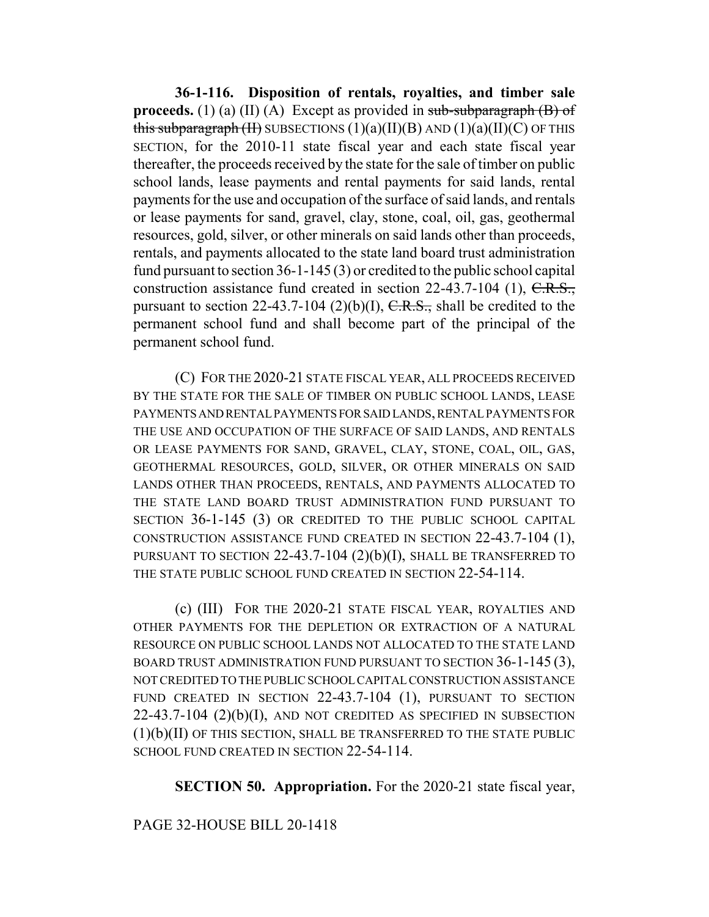**36-1-116. Disposition of rentals, royalties, and timber sale proceeds.** (1) (a) (II) (A) Except as provided in ~~sub-subparagraph (B) of this subparagraph (II)~~ SUBSECTIONS (1)(a)(II)(B) AND (1)(a)(II)(C) OF THIS SECTION, for the 2010-11 state fiscal year and each state fiscal year thereafter, the proceeds received by the state for the sale of timber on public school lands, lease payments and rental payments for said lands, rental payments for the use and occupation of the surface of said lands, and rentals or lease payments for sand, gravel, clay, stone, coal, oil, gas, geothermal resources, gold, silver, or other minerals on said lands other than proceeds, rentals, and payments allocated to the state land board trust administration fund pursuant to section 36-1-145 (3) or credited to the public school capital construction assistance fund created in section 22-43.7-104 (1), ~~C.R.S.,~~ pursuant to section 22-43.7-104 (2)(b)(I), ~~C.R.S.,~~ shall be credited to the permanent school fund and shall become part of the principal of the permanent school fund.

(C) FOR THE 2020-21 STATE FISCAL YEAR, ALL PROCEEDS RECEIVED BY THE STATE FOR THE SALE OF TIMBER ON PUBLIC SCHOOL LANDS, LEASE PAYMENTS AND RENTAL PAYMENTS FOR SAID LANDS, RENTAL PAYMENTS FOR THE USE AND OCCUPATION OF THE SURFACE OF SAID LANDS, AND RENTALS OR LEASE PAYMENTS FOR SAND, GRAVEL, CLAY, STONE, COAL, OIL, GAS, GEOTHERMAL RESOURCES, GOLD, SILVER, OR OTHER MINERALS ON SAID LANDS OTHER THAN PROCEEDS, RENTALS, AND PAYMENTS ALLOCATED TO THE STATE LAND BOARD TRUST ADMINISTRATION FUND PURSUANT TO SECTION 36-1-145 (3) OR CREDITED TO THE PUBLIC SCHOOL CAPITAL CONSTRUCTION ASSISTANCE FUND CREATED IN SECTION 22-43.7-104 (1), PURSUANT TO SECTION 22-43.7-104 (2)(b)(I), SHALL BE TRANSFERRED TO THE STATE PUBLIC SCHOOL FUND CREATED IN SECTION 22-54-114.

(c) (III) FOR THE 2020-21 STATE FISCAL YEAR, ROYALTIES AND OTHER PAYMENTS FOR THE DEPLETION OR EXTRACTION OF A NATURAL RESOURCE ON PUBLIC SCHOOL LANDS NOT ALLOCATED TO THE STATE LAND BOARD TRUST ADMINISTRATION FUND PURSUANT TO SECTION 36-1-145 (3), NOT CREDITED TO THE PUBLIC SCHOOL CAPITAL CONSTRUCTION ASSISTANCE FUND CREATED IN SECTION 22-43.7-104 (1), PURSUANT TO SECTION 22-43.7-104 (2)(b)(I), AND NOT CREDITED AS SPECIFIED IN SUBSECTION (1)(b)(II) OF THIS SECTION, SHALL BE TRANSFERRED TO THE STATE PUBLIC SCHOOL FUND CREATED IN SECTION 22-54-114.

**SECTION 50. Appropriation.** For the 2020-21 state fiscal year,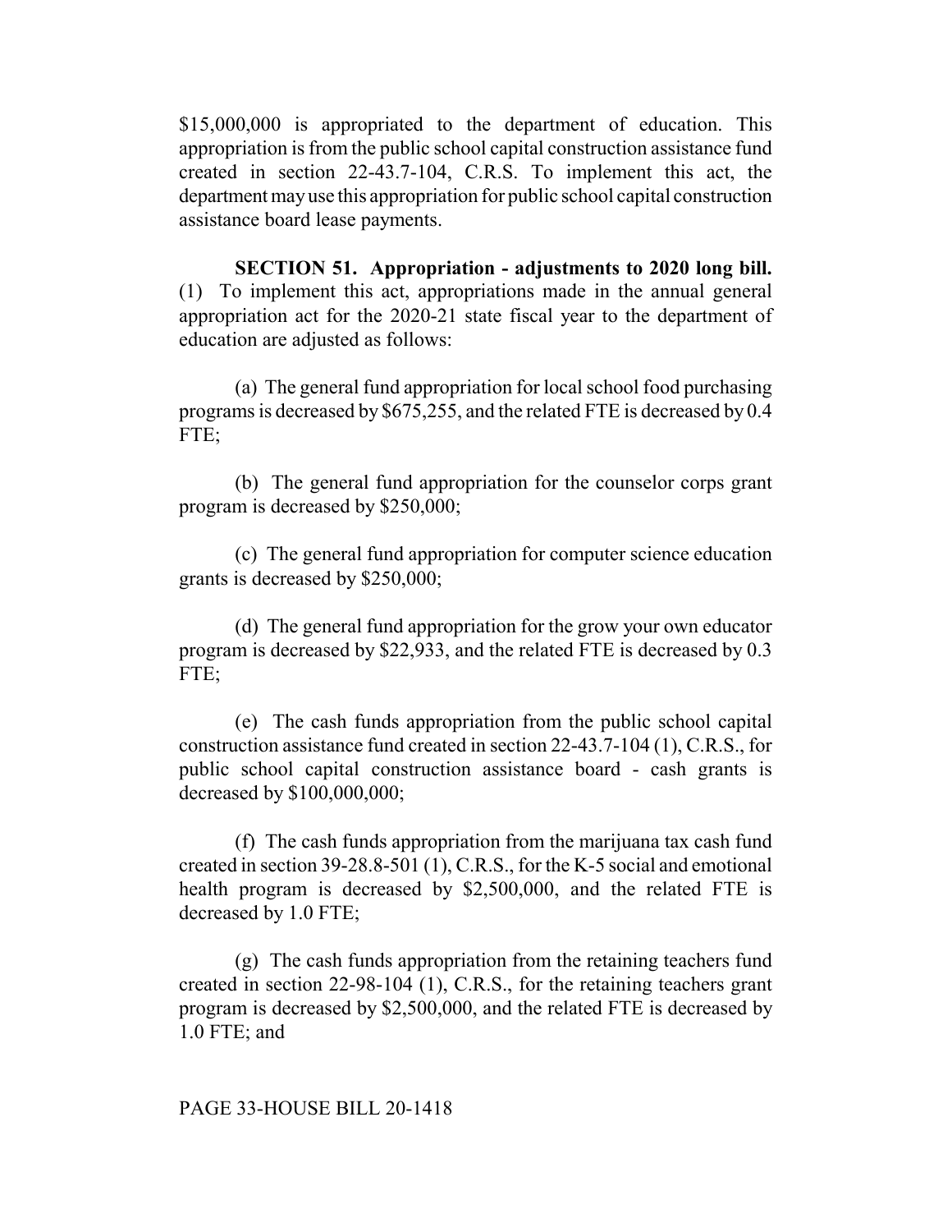$15,000,000 is appropriated to the department of education. This appropriation is from the public school capital construction assistance fund created in section 22-43.7-104, C.R.S. To implement this act, the department may use this appropriation for public school capital construction assistance board lease payments.

**SECTION 51. Appropriation - adjustments to 2020 long bill.** (1) To implement this act, appropriations made in the annual general appropriation act for the 2020-21 state fiscal year to the department of education are adjusted as follows:

(a) The general fund appropriation for local school food purchasing programs is decreased by $675,255, and the related FTE is decreased by 0.4 FTE;

(b) The general fund appropriation for the counselor corps grant program is decreased by $250,000;

(c) The general fund appropriation for computer science education grants is decreased by $250,000;

(d) The general fund appropriation for the grow your own educator program is decreased by $22,933, and the related FTE is decreased by 0.3 FTE;

(e) The cash funds appropriation from the public school capital construction assistance fund created in section 22-43.7-104 (1), C.R.S., for public school capital construction assistance board - cash grants is decreased by $100,000,000;

(f) The cash funds appropriation from the marijuana tax cash fund created in section 39-28.8-501 (1), C.R.S., for the K-5 social and emotional health program is decreased by $2,500,000, and the related FTE is decreased by 1.0 FTE;

(g) The cash funds appropriation from the retaining teachers fund created in section 22-98-104 (1), C.R.S., for the retaining teachers grant program is decreased by $2,500,000, and the related FTE is decreased by 1.0 FTE; and

PAGE 33-HOUSE BILL 20-1418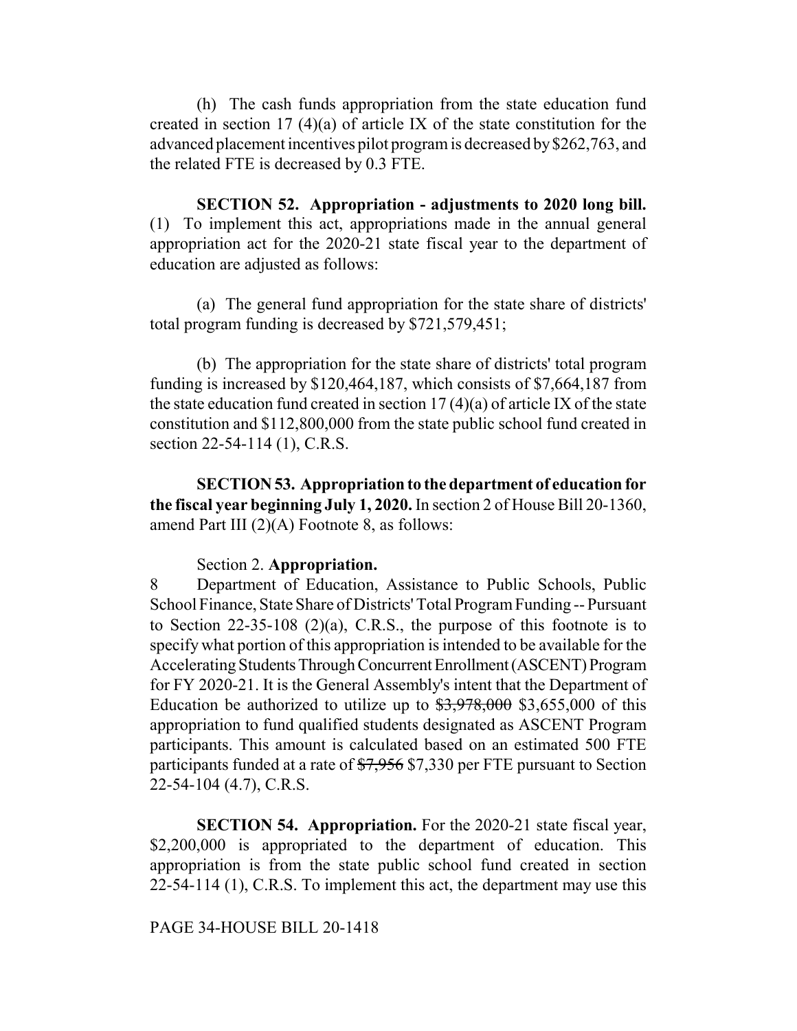(h) The cash funds appropriation from the state education fund created in section 17 (4)(a) of article IX of the state constitution for the advanced placement incentives pilot program is decreased by $262,763, and the related FTE is decreased by 0.3 FTE.

**SECTION 52. Appropriation - adjustments to 2020 long bill.** (1) To implement this act, appropriations made in the annual general appropriation act for the 2020-21 state fiscal year to the department of education are adjusted as follows:

(a) The general fund appropriation for the state share of districts' total program funding is decreased by $721,579,451;

(b) The appropriation for the state share of districts' total program funding is increased by $120,464,187, which consists of $7,664,187 from the state education fund created in section 17 (4)(a) of article IX of the state constitution and $112,800,000 from the state public school fund created in section 22-54-114 (1), C.R.S.

**SECTION 53. Appropriation to the department of education for the fiscal year beginning July 1, 2020.** In section 2 of House Bill 20-1360, amend Part III (2)(A) Footnote 8, as follows:

Section 2. **Appropriation.**

8 Department of Education, Assistance to Public Schools, Public School Finance, State Share of Districts' Total Program Funding -- Pursuant to Section 22-35-108 (2)(a), C.R.S., the purpose of this footnote is to specify what portion of this appropriation is intended to be available for the Accelerating Students Through Concurrent Enrollment (ASCENT) Program for FY 2020-21. It is the General Assembly's intent that the Department of Education be authorized to utilize up to ~~$3,978,000~~ $3,655,000 of this appropriation to fund qualified students designated as ASCENT Program participants. This amount is calculated based on an estimated 500 FTE participants funded at a rate of ~~$7,956~~ $7,330 per FTE pursuant to Section 22-54-104 (4.7), C.R.S.

**SECTION 54. Appropriation.** For the 2020-21 state fiscal year, $2,200,000 is appropriated to the department of education. This appropriation is from the state public school fund created in section 22-54-114 (1), C.R.S. To implement this act, the department may use this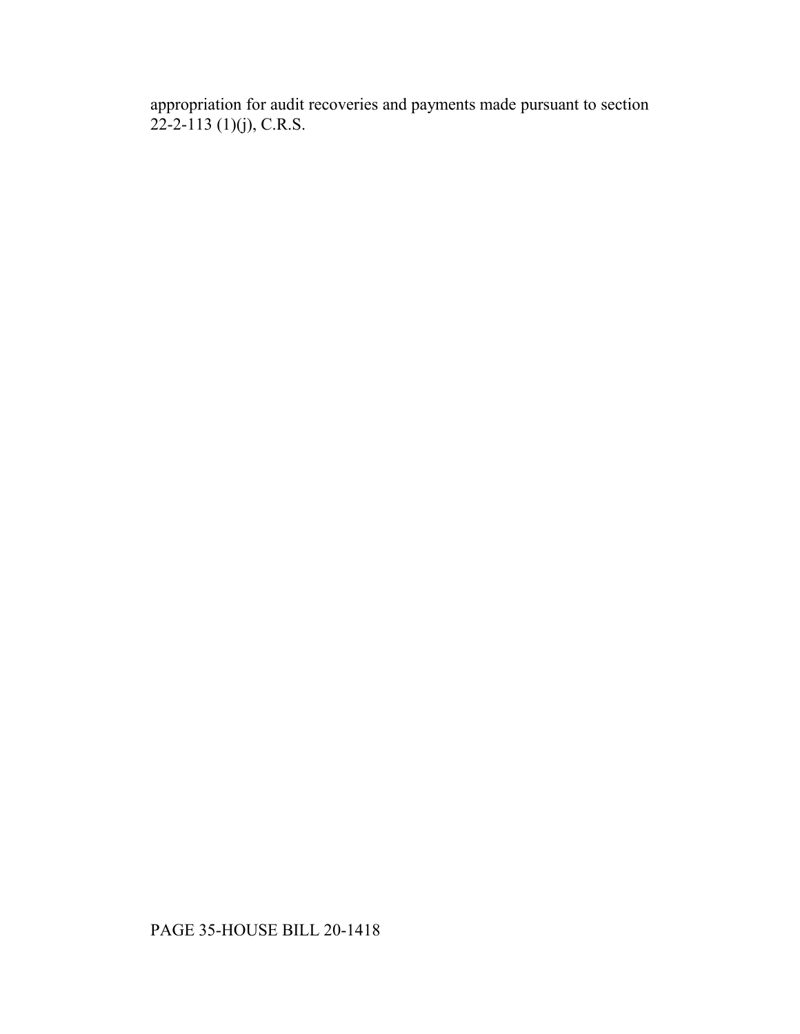appropriation for audit recoveries and payments made pursuant to section 22-2-113 (1)(j), C.R.S.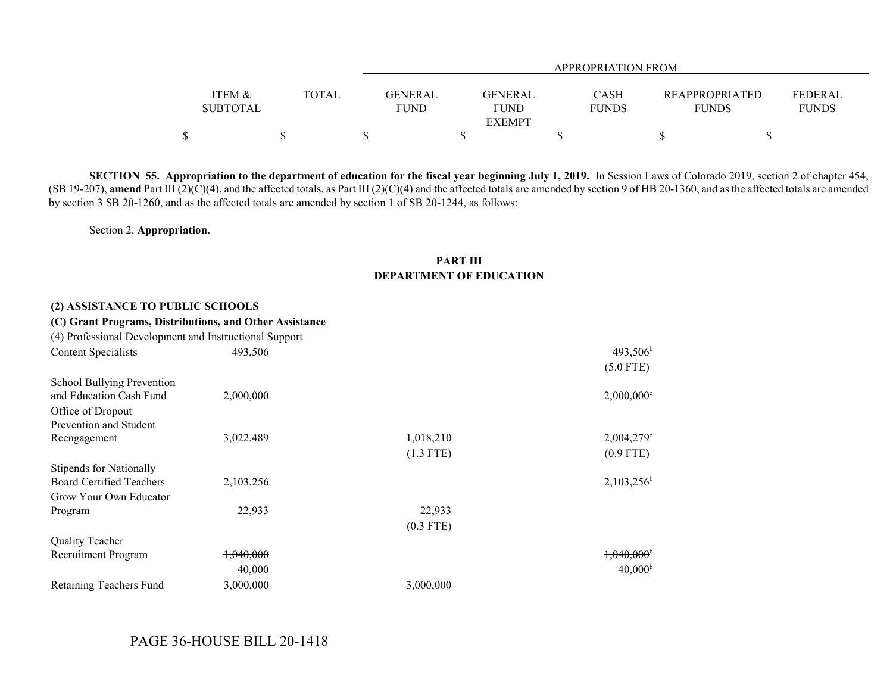| | ITEM & SUBTOTAL | TOTAL | APPROPRIATION FROM | | | | |
|---|---|---|---|---|---|---|---|
| | | | GENERAL FUND | GENERAL FUND EXEMPT | CASH FUNDS | REAPPROPRIATED FUNDS | FEDERAL FUNDS |
| | $ | $ | $ | $ | $ | $ | $ |

**SECTION 55. Appropriation to the department of education for the fiscal year beginning July 1, 2019.** In Session Laws of Colorado 2019, section 2 of chapter 454, (SB 19-207), **amend** Part III (2)(C)(4), and the affected totals, as Part III (2)(C)(4) and the affected totals are amended by section 9 of HB 20-1360, and as the affected totals are amended by section 3 SB 20-1260, and as the affected totals are amended by section 1 of SB 20-1244, as follows:

Section 2. **Appropriation.**

**PART III**
**DEPARTMENT OF EDUCATION**

**(2) ASSISTANCE TO PUBLIC SCHOOLS**

**(C) Grant Programs, Distributions, and Other Assistance**

(4) Professional Development and Instructional Support

| | ITEM & SUBTOTAL | TOTAL | GENERAL FUND | GENERAL FUND EXEMPT | CASH FUNDS | REAPPROPRIATED FUNDS | FEDERAL FUNDS |
|---|---|---|---|---|---|---|---|
| Content Specialists | 493,506 | | | | 493,506[b] | | |
| | | | | | (5.0 FTE) | | |
| School Bullying Prevention and Education Cash Fund | 2,000,000 | | | | 2,000,000[e] | | |
| Office of Dropout Prevention and Student Reengagement | 3,022,489 | | 1,018,210 | | 2,004,279[e] | | |
| | | | (1.3 FTE) | | (0.9 FTE) | | |
| Stipends for Nationally Board Certified Teachers | 2,103,256 | | | | 2,103,256[b] | | |
| Grow Your Own Educator Program | 22,933 | | 22,933 | | | | |
| | | | (0.3 FTE) | | | | |
| Quality Teacher Recruitment Program | ~~1,040,000~~ | | | | ~~1,040,000~~[b] | | |
| | 40,000 | | | | 40,000[b] | | |
| Retaining Teachers Fund | 3,000,000 | | 3,000,000 | | | | |

PAGE 36-HOUSE BILL 20-1418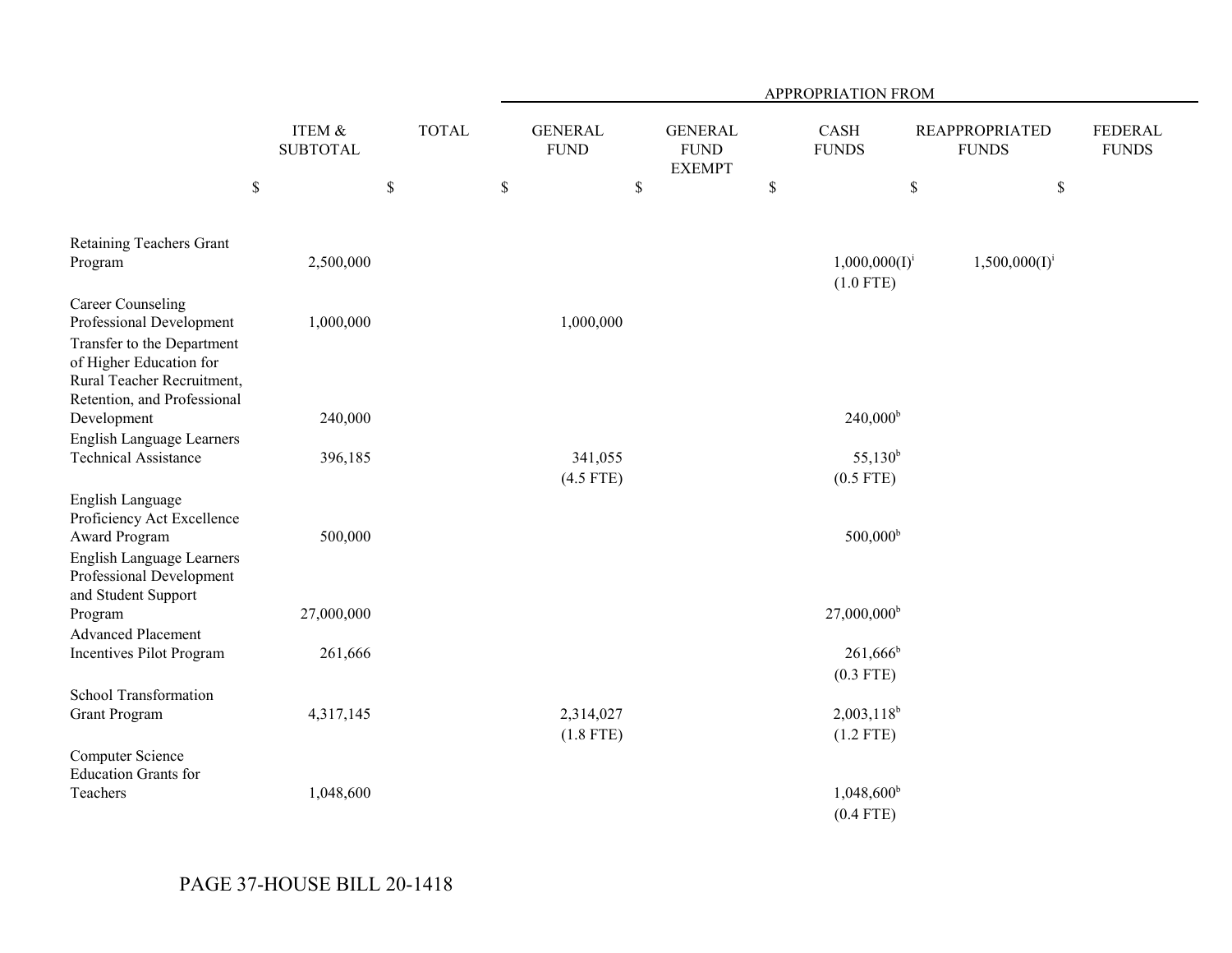| | ITEM & SUBTOTAL | TOTAL | APPROPRIATION FROM GENERAL FUND | GENERAL FUND EXEMPT | CASH FUNDS | REAPPROPRIATED FUNDS | FEDERAL FUNDS |
|---|---|---|---|---|---|---|---|
| | $ | $ | $ | $ | $ | $ | $ |
| Retaining Teachers Grant Program | 2,500,000 | | | | 1,000,000(I)[i] (1.0 FTE) | 1,500,000(I)[i] | |
| Career Counseling Professional Development | 1,000,000 | | 1,000,000 | | | | |
| Transfer to the Department of Higher Education for Rural Teacher Recruitment, Retention, and Professional Development | 240,000 | | | | 240,000[b] | | |
| English Language Learners Technical Assistance | 396,185 | | 341,055 (4.5 FTE) | | 55,130[b] (0.5 FTE) | | |
| English Language Proficiency Act Excellence Award Program | 500,000 | | | | 500,000[b] | | |
| English Language Learners Professional Development and Student Support Program | 27,000,000 | | | | 27,000,000[b] | | |
| Advanced Placement Incentives Pilot Program | 261,666 | | | | 261,666[b] (0.3 FTE) | | |
| School Transformation Grant Program | 4,317,145 | | 2,314,027 (1.8 FTE) | | 2,003,118[b] (1.2 FTE) | | |
| Computer Science Education Grants for Teachers | 1,048,600 | | | | 1,048,600[b] (0.4 FTE) | | |

PAGE 37-HOUSE BILL 20-1418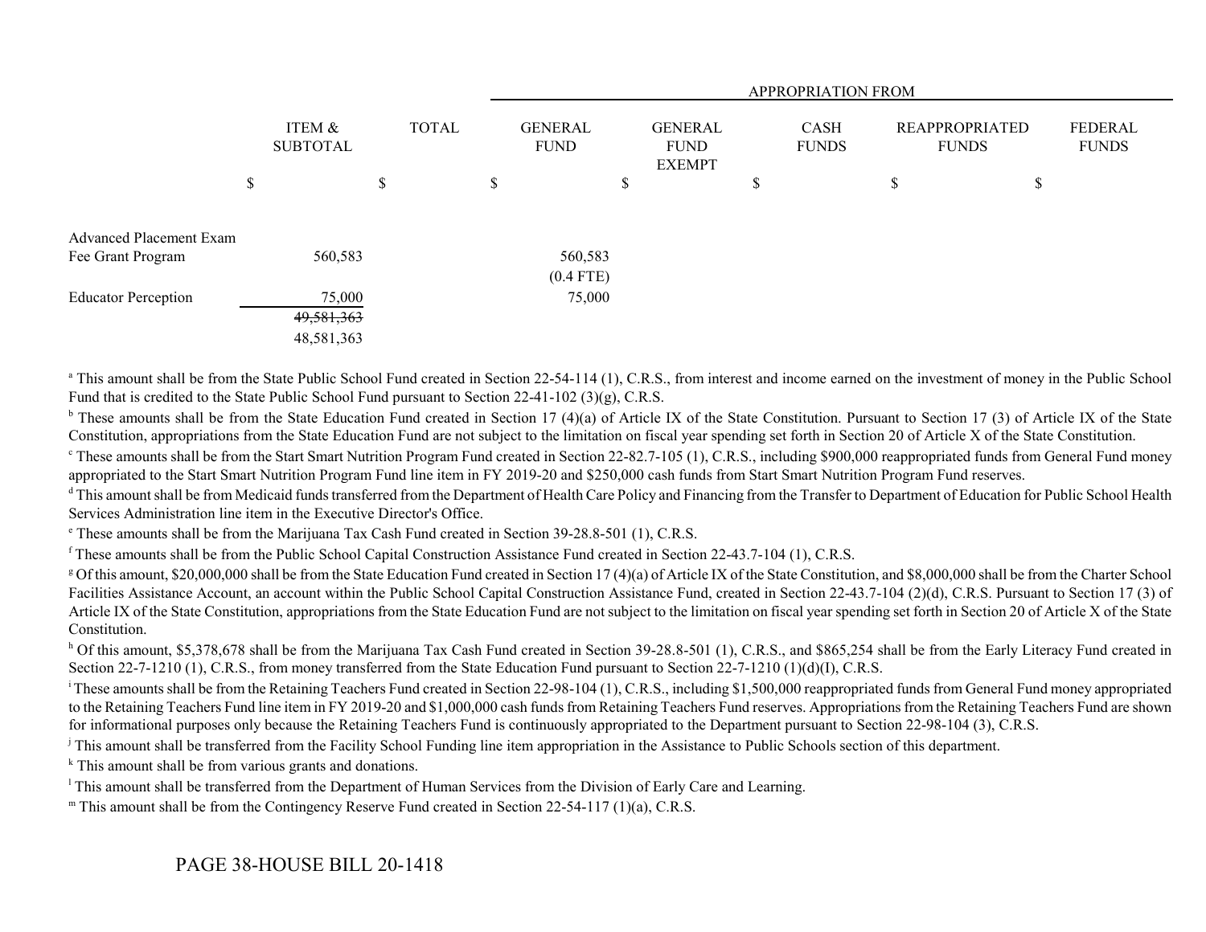| | ITEM & SUBTOTAL | TOTAL | APPROPRIATION FROM | | | | |
|---|---|---|---|---|---|---|---|
| | | | GENERAL FUND | GENERAL FUND EXEMPT | CASH FUNDS | REAPPROPRIATED FUNDS | FEDERAL FUNDS |
| | $ | $ | $ | $ | $ | $ | $ |
| Advanced Placement Exam Fee Grant Program | 560,583 | | 560,583 (0.4 FTE) | | | | |
| Educator Perception | 75,000 | | 75,000 | | | | |
| | ~~49,581,363~~ 48,581,363 | | | | | | |

[a] This amount shall be from the State Public School Fund created in Section 22-54-114 (1), C.R.S., from interest and income earned on the investment of money in the Public School Fund that is credited to the State Public School Fund pursuant to Section 22-41-102 (3)(g), C.R.S.

[b] These amounts shall be from the State Education Fund created in Section 17 (4)(a) of Article IX of the State Constitution. Pursuant to Section 17 (3) of Article IX of the State Constitution, appropriations from the State Education Fund are not subject to the limitation on fiscal year spending set forth in Section 20 of Article X of the State Constitution.

[c] These amounts shall be from the Start Smart Nutrition Program Fund created in Section 22-82.7-105 (1), C.R.S., including $900,000 reappropriated funds from General Fund money appropriated to the Start Smart Nutrition Program Fund line item in FY 2019-20 and $250,000 cash funds from Start Smart Nutrition Program Fund reserves.

[d] This amount shall be from Medicaid funds transferred from the Department of Health Care Policy and Financing from the Transfer to Department of Education for Public School Health Services Administration line item in the Executive Director's Office.

[e] These amounts shall be from the Marijuana Tax Cash Fund created in Section 39-28.8-501 (1), C.R.S.

[f] These amounts shall be from the Public School Capital Construction Assistance Fund created in Section 22-43.7-104 (1), C.R.S.

[g] Of this amount, $20,000,000 shall be from the State Education Fund created in Section 17 (4)(a) of Article IX of the State Constitution, and $8,000,000 shall be from the Charter School Facilities Assistance Account, an account within the Public School Capital Construction Assistance Fund, created in Section 22-43.7-104 (2)(d), C.R.S. Pursuant to Section 17 (3) of Article IX of the State Constitution, appropriations from the State Education Fund are not subject to the limitation on fiscal year spending set forth in Section 20 of Article X of the State Constitution.

[h] Of this amount, $5,378,678 shall be from the Marijuana Tax Cash Fund created in Section 39-28.8-501 (1), C.R.S., and $865,254 shall be from the Early Literacy Fund created in Section 22-7-1210 (1), C.R.S., from money transferred from the State Education Fund pursuant to Section 22-7-1210 (1)(d)(I), C.R.S.

[i] These amounts shall be from the Retaining Teachers Fund created in Section 22-98-104 (1), C.R.S., including $1,500,000 reappropriated funds from General Fund money appropriated to the Retaining Teachers Fund line item in FY 2019-20 and $1,000,000 cash funds from Retaining Teachers Fund reserves. Appropriations from the Retaining Teachers Fund are shown for informational purposes only because the Retaining Teachers Fund is continuously appropriated to the Department pursuant to Section 22-98-104 (3), C.R.S.

[j] This amount shall be transferred from the Facility School Funding line item appropriation in the Assistance to Public Schools section of this department.

[k] This amount shall be from various grants and donations.

[l] This amount shall be transferred from the Department of Human Services from the Division of Early Care and Learning.

[m] This amount shall be from the Contingency Reserve Fund created in Section 22-54-117 (1)(a), C.R.S.

PAGE 38-HOUSE BILL 20-1418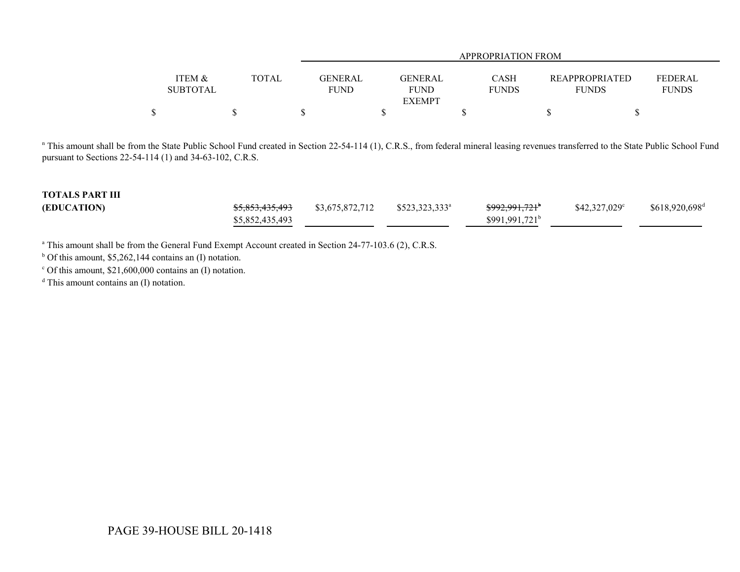| | ITEM & SUBTOTAL | TOTAL | APPROPRIATION FROM GENERAL FUND | GENERAL FUND EXEMPT | CASH FUNDS | REAPPROPRIATED FUNDS | FEDERAL FUNDS |
|---|---|---|---|---|---|---|---|
| | $ | $ | $ | $ | $ | $ | $ |

[n] This amount shall be from the State Public School Fund created in Section 22-54-114 (1), C.R.S., from federal mineral leasing revenues transferred to the State Public School Fund pursuant to Sections 22-54-114 (1) and 34-63-102, C.R.S.

| | ITEM & SUBTOTAL | TOTAL | GENERAL FUND | GENERAL FUND EXEMPT | CASH FUNDS | REAPPROPRIATED FUNDS | FEDERAL FUNDS |
|---|---|---|---|---|---|---|---|
| **TOTALS PART III (EDUCATION)** | | ~~$5,853,435,493~~ $5,852,435,493 | $3,675,872,712 | $523,323,333[a] | ~~$992,991,721[b]~~ $991,991,721[b] | $42,327,029[c] | $618,920,698[d] |

[a] This amount shall be from the General Fund Exempt Account created in Section 24-77-103.6 (2), C.R.S.

[b] Of this amount, $5,262,144 contains an (I) notation.

[c] Of this amount, $21,600,000 contains an (I) notation.

[d] This amount contains an (I) notation.

PAGE 39-HOUSE BILL 20-1418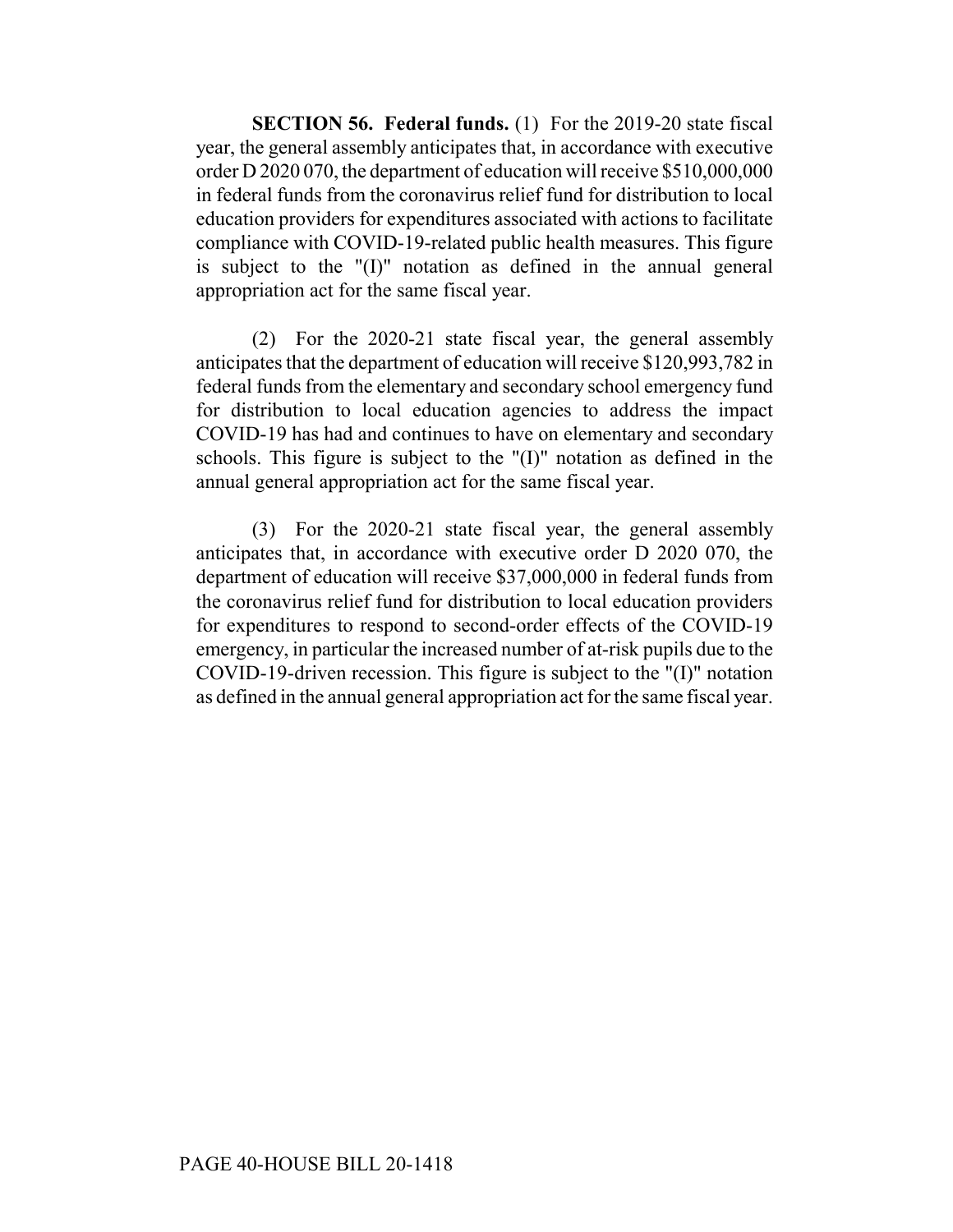**SECTION 56. Federal funds.** (1) For the 2019-20 state fiscal year, the general assembly anticipates that, in accordance with executive order D 2020 070, the department of education will receive $510,000,000 in federal funds from the coronavirus relief fund for distribution to local education providers for expenditures associated with actions to facilitate compliance with COVID-19-related public health measures. This figure is subject to the "(I)" notation as defined in the annual general appropriation act for the same fiscal year.

(2) For the 2020-21 state fiscal year, the general assembly anticipates that the department of education will receive $120,993,782 in federal funds from the elementary and secondary school emergency fund for distribution to local education agencies to address the impact COVID-19 has had and continues to have on elementary and secondary schools. This figure is subject to the "(I)" notation as defined in the annual general appropriation act for the same fiscal year.

(3) For the 2020-21 state fiscal year, the general assembly anticipates that, in accordance with executive order D 2020 070, the department of education will receive $37,000,000 in federal funds from the coronavirus relief fund for distribution to local education providers for expenditures to respond to second-order effects of the COVID-19 emergency, in particular the increased number of at-risk pupils due to the COVID-19-driven recession. This figure is subject to the "(I)" notation as defined in the annual general appropriation act for the same fiscal year.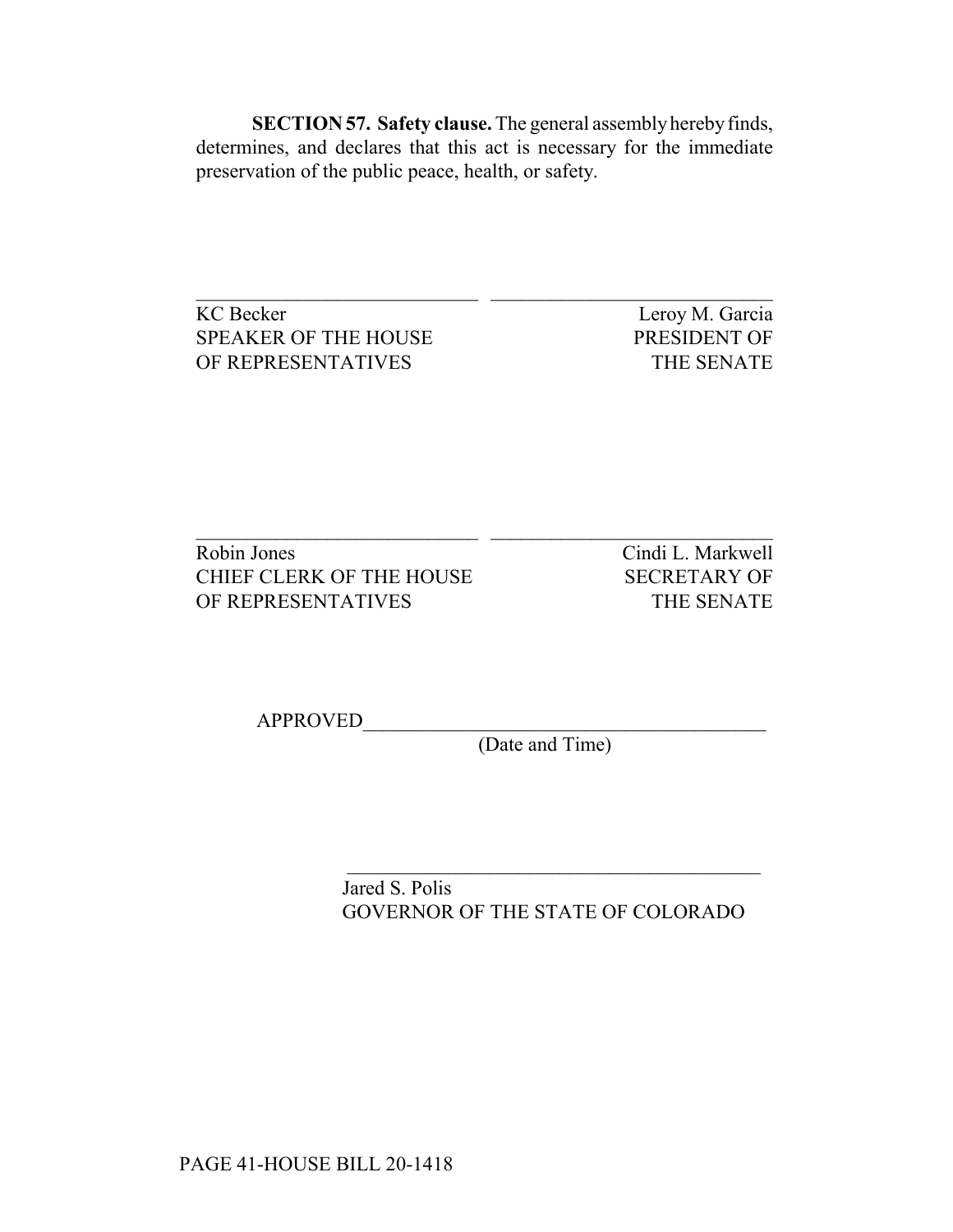**SECTION 57. Safety clause.** The general assembly hereby finds, determines, and declares that this act is necessary for the immediate preservation of the public peace, health, or safety.

| | |
|---|---|
| ____________________________ | ____________________________ |
| KC Becker | Leroy M. Garcia |
| SPEAKER OF THE HOUSE OF REPRESENTATIVES | PRESIDENT OF THE SENATE |

| | |
|---|---|
| ____________________________ | ____________________________ |
| Robin Jones | Cindi L. Markwell |
| CHIEF CLERK OF THE HOUSE OF REPRESENTATIVES | SECRETARY OF THE SENATE |

APPROVED________________________________________
(Date and Time)

_________________________________________
Jared S. Polis
GOVERNOR OF THE STATE OF COLORADO

PAGE 41-HOUSE BILL 20-1418